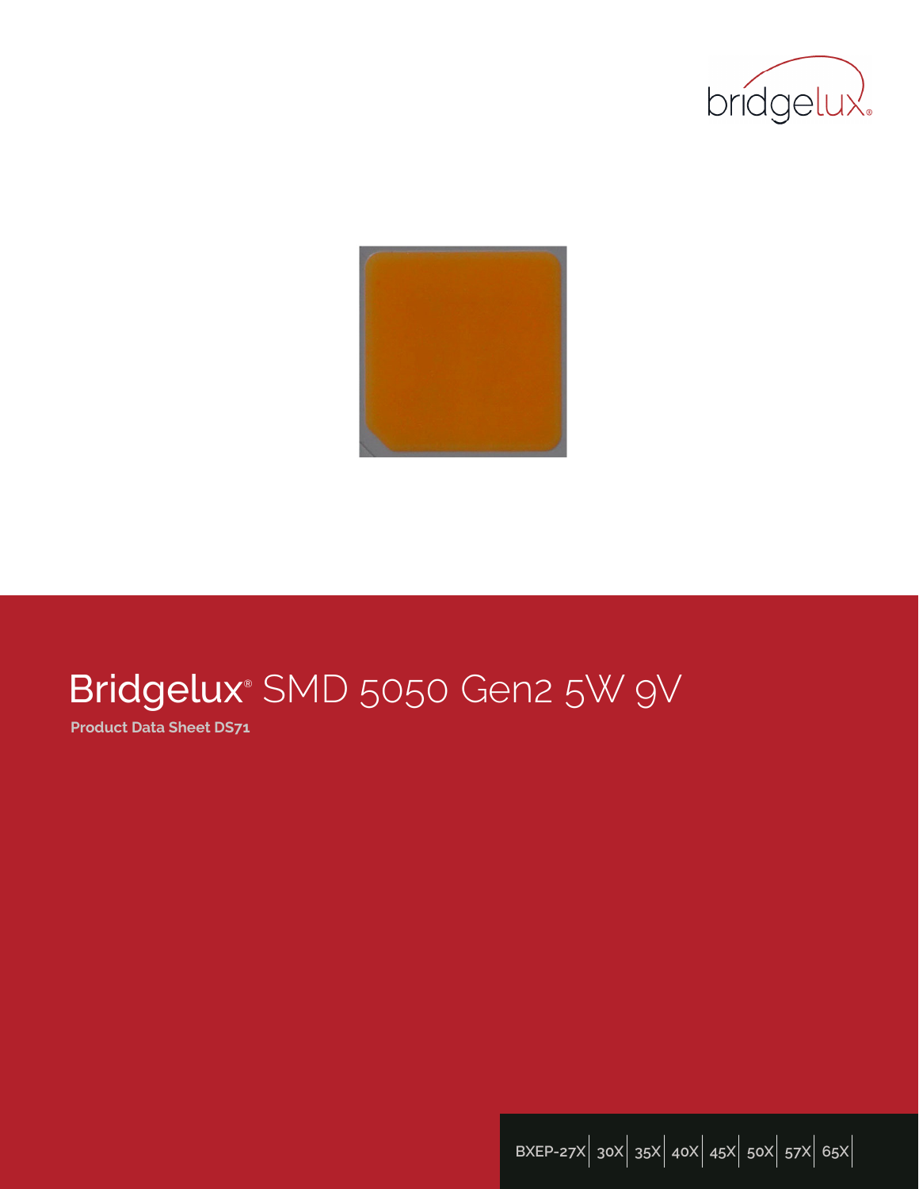# Bridgelux® SMD 5050 Gen2 5W 9V

**Product Data Sheet DS71**

BXEP-27X | 30X | 35X | 40X | 45X | 50X | 57X | 65X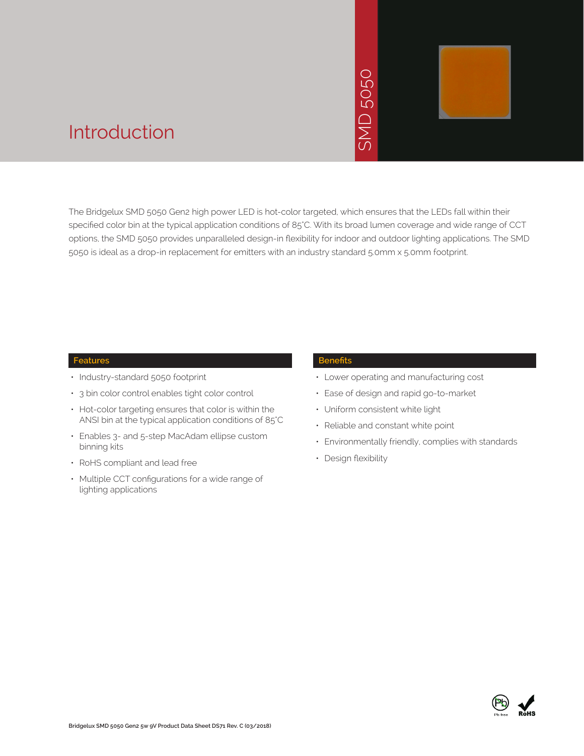# Introduction

SMD 5050

The Bridgelux SMD 5050 Gen2 high power LED is hot-color targeted, which ensures that the LEDs fall within their specified color bin at the typical application conditions of 85°C. With its broad lumen coverage and wide range of CCT options, the SMD 5050 provides unparalleled design-in flexibility for indoor and outdoor lighting applications. The SMD 5050 is ideal as a drop-in replacement for emitters with an industry standard 5.0mm x 5.0mm footprint.

## Features

- Industry-standard 5050 footprint
- 3 bin color control enables tight color control
- Hot-color targeting ensures that color is within the ANSI bin at the typical application conditions of 85°C
- Enables 3- and 5-step MacAdam ellipse custom binning kits
- RoHS compliant and lead free
- Multiple CCT configurations for a wide range of lighting applications

## Benefits

- Lower operating and manufacturing cost
- Ease of design and rapid go-to-market
- Uniform consistent white light
- Reliable and constant white point
- Environmentally friendly, complies with standards
- Design flexibility

Pb free RoHS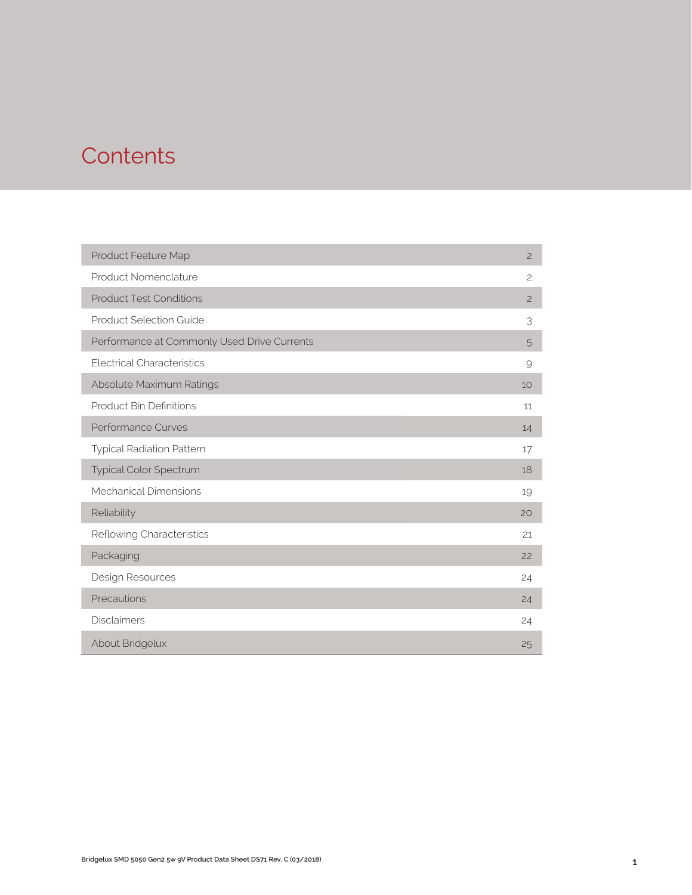# Contents

| Section | Page |
|---|---|
| Product Feature Map | 2 |
| Product Nomenclature | 2 |
| Product Test Conditions | 2 |
| Product Selection Guide | 3 |
| Performance at Commonly Used Drive Currents | 5 |
| Electrical Characteristics | 9 |
| Absolute Maximum Ratings | 10 |
| Product Bin Definitions | 11 |
| Performance Curves | 14 |
| Typical Radiation Pattern | 17 |
| Typical Color Spectrum | 18 |
| Mechanical Dimensions | 19 |
| Reliability | 20 |
| Reflowing Characteristics | 21 |
| Packaging | 22 |
| Design Resources | 24 |
| Precautions | 24 |
| Disclaimers | 24 |
| About Bridgelux | 25 |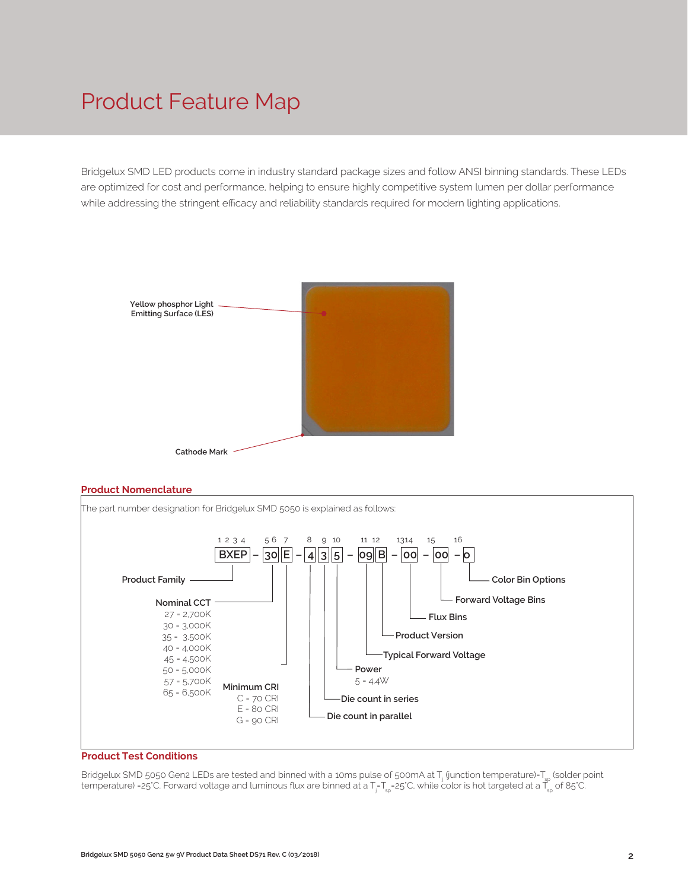# Product Feature Map

Bridgelux SMD LED products come in industry standard package sizes and follow ANSI binning standards. These LEDs are optimized for cost and performance, helping to ensure highly competitive system lumen per dollar performance while addressing the stringent efficacy and reliability standards required for modern lighting applications.

Yellow phosphor Light Emitting Surface (LES)

Cathode Mark

## Product Nomenclature

The part number designation for Bridgelux SMD 5050 is explained as follows:

```
1 2 3 4   5 6  7    8   9  10    11 12    1314   15     16
 BXEP  –  30   E – 4   3   5  –  09  B  –  00  –  00  –  0
```

- Product Family (positions 1–4: BXEP)
- Nominal CCT (positions 5–6)
  - 27 = 2,700K
  - 30 = 3,000K
  - 35 = 3,500K
  - 40 = 4,000K
  - 45 = 4,500K
  - 50 = 5,000K
  - 57 = 5,700K
  - 65 = 6,500K
- Minimum CRI (position 7)
  - C = 70 CRI
  - E = 80 CRI
  - G = 90 CRI
- Die count in parallel (position 8)
- Die count in series (position 9)
- Power (position 10)
  - 5 = 4.4W
- Typical Forward Voltage (positions 11–12)
- Product Version (position 12: B)
- Flux Bins (positions 13–14)
- Forward Voltage Bins (position 15)
- Color Bin Options (position 16)

## Product Test Conditions

Bridgelux SMD 5050 Gen2 LEDs are tested and binned with a 10ms pulse of 500mA at $T_j$ (junction temperature)=$T_{sp}$ (solder point temperature) =25°C. Forward voltage and luminous flux are binned at a $T_j$=$T_{sp}$=25°C, while color is hot targeted at a $T_{sp}$ of 85°C.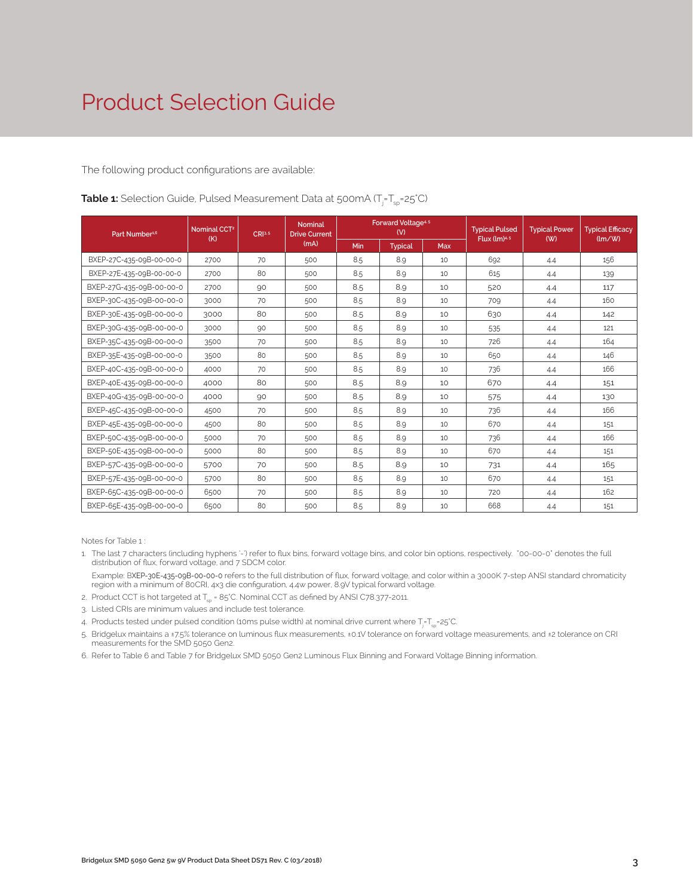# Product Selection Guide

The following product configurations are available:

**Table 1:** Selection Guide, Pulsed Measurement Data at 500mA ($T_j$=$T_{sp}$=25°C)

| Part Number[1,6] | Nominal CCT[2] (K) | CRI[3,5] | Nominal Drive Current (mA) | Forward Voltage[4,5] (V) | | | Typical Pulsed Flux (lm)[4,5] | Typical Power (W) | Typical Efficacy (lm/W) |
|---|---|---|---|---|---|---|---|---|---|
| | | | | Min | Typical | Max | | | |
| BXEP-27C-435-09B-00-00-0 | 2700 | 70 | 500 | 8.5 | 8.9 | 10 | 692 | 4.4 | 156 |
| BXEP-27E-435-09B-00-00-0 | 2700 | 80 | 500 | 8.5 | 8.9 | 10 | 615 | 4.4 | 139 |
| BXEP-27G-435-09B-00-00-0 | 2700 | 90 | 500 | 8.5 | 8.9 | 10 | 520 | 4.4 | 117 |
| BXEP-30C-435-09B-00-00-0 | 3000 | 70 | 500 | 8.5 | 8.9 | 10 | 709 | 4.4 | 160 |
| BXEP-30E-435-09B-00-00-0 | 3000 | 80 | 500 | 8.5 | 8.9 | 10 | 630 | 4.4 | 142 |
| BXEP-30G-435-09B-00-00-0 | 3000 | 90 | 500 | 8.5 | 8.9 | 10 | 535 | 4.4 | 121 |
| BXEP-35C-435-09B-00-00-0 | 3500 | 70 | 500 | 8.5 | 8.9 | 10 | 726 | 4.4 | 164 |
| BXEP-35E-435-09B-00-00-0 | 3500 | 80 | 500 | 8.5 | 8.9 | 10 | 650 | 4.4 | 146 |
| BXEP-40C-435-09B-00-00-0 | 4000 | 70 | 500 | 8.5 | 8.9 | 10 | 736 | 4.4 | 166 |
| BXEP-40E-435-09B-00-00-0 | 4000 | 80 | 500 | 8.5 | 8.9 | 10 | 670 | 4.4 | 151 |
| BXEP-40G-435-09B-00-00-0 | 4000 | 90 | 500 | 8.5 | 8.9 | 10 | 575 | 4.4 | 130 |
| BXEP-45C-435-09B-00-00-0 | 4500 | 70 | 500 | 8.5 | 8.9 | 10 | 736 | 4.4 | 166 |
| BXEP-45E-435-09B-00-00-0 | 4500 | 80 | 500 | 8.5 | 8.9 | 10 | 670 | 4.4 | 151 |
| BXEP-50C-435-09B-00-00-0 | 5000 | 70 | 500 | 8.5 | 8.9 | 10 | 736 | 4.4 | 166 |
| BXEP-50E-435-09B-00-00-0 | 5000 | 80 | 500 | 8.5 | 8.9 | 10 | 670 | 4.4 | 151 |
| BXEP-57C-435-09B-00-00-0 | 5700 | 70 | 500 | 8.5 | 8.9 | 10 | 731 | 4.4 | 165 |
| BXEP-57E-435-09B-00-00-0 | 5700 | 80 | 500 | 8.5 | 8.9 | 10 | 670 | 4.4 | 151 |
| BXEP-65C-435-09B-00-00-0 | 6500 | 70 | 500 | 8.5 | 8.9 | 10 | 720 | 4.4 | 162 |
| BXEP-65E-435-09B-00-00-0 | 6500 | 80 | 500 | 8.5 | 8.9 | 10 | 668 | 4.4 | 151 |

Notes for Table 1 :

1. The last 7 characters (including hyphens '-') refer to flux bins, forward voltage bins, and color bin options, respectively. "00-00-0" denotes the full distribution of flux, forward voltage, and 7 SDCM color.

   Example: BXEP-30E-435-09B-00-00-0 refers to the full distribution of flux, forward voltage, and color within a 3000K 7-step ANSI standard chromaticity region with a minimum of 80CRI, 4x3 die configuration, 4.4w power, 8.9V typical forward voltage.
2. Product CCT is hot targeted at $T_{sp}$ = 85°C. Nominal CCT as defined by ANSI C78.377-2011.
3. Listed CRIs are minimum values and include test tolerance.
4. Products tested under pulsed condition (10ms pulse width) at nominal drive current where $T_j$=$T_{sp}$=25°C.
5. Bridgelux maintains a ±7.5% tolerance on luminous flux measurements, ±0.1V tolerance on forward voltage measurements, and ±2 tolerance on CRI measurements for the SMD 5050 Gen2.
6. Refer to Table 6 and Table 7 for Bridgelux SMD 5050 Gen2 Luminous Flux Binning and Forward Voltage Binning information.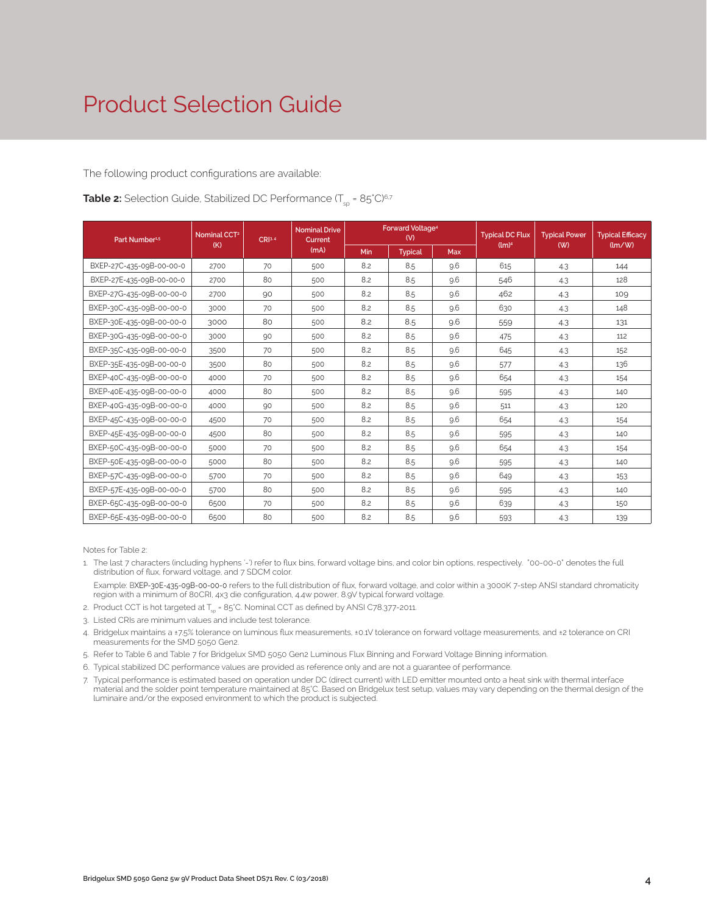# Product Selection Guide

The following product configurations are available:

**Table 2:** Selection Guide, Stabilized DC Performance ($T_{sp}$ = 85°C)[6,7]

| Part Number[4,5] | Nominal CCT[2] (K) | CRI[3,4] | Nominal Drive Current (mA) | Forward Voltage[4] (V) | | | Typical DC Flux (lm)[4] | Typical Power (W) | Typical Efficacy (lm/W) |
|---|---|---|---|---|---|---|---|---|---|
| | | | | Min | Typical | Max | | | |
| BXEP-27C-435-09B-00-00-0 | 2700 | 70 | 500 | 8.2 | 8.5 | 9.6 | 615 | 4.3 | 144 |
| BXEP-27E-435-09B-00-00-0 | 2700 | 80 | 500 | 8.2 | 8.5 | 9.6 | 546 | 4.3 | 128 |
| BXEP-27G-435-09B-00-00-0 | 2700 | 90 | 500 | 8.2 | 8.5 | 9.6 | 462 | 4.3 | 109 |
| BXEP-30C-435-09B-00-00-0 | 3000 | 70 | 500 | 8.2 | 8.5 | 9.6 | 630 | 4.3 | 148 |
| BXEP-30E-435-09B-00-00-0 | 3000 | 80 | 500 | 8.2 | 8.5 | 9.6 | 559 | 4.3 | 131 |
| BXEP-30G-435-09B-00-00-0 | 3000 | 90 | 500 | 8.2 | 8.5 | 9.6 | 475 | 4.3 | 112 |
| BXEP-35C-435-09B-00-00-0 | 3500 | 70 | 500 | 8.2 | 8.5 | 9.6 | 645 | 4.3 | 152 |
| BXEP-35E-435-09B-00-00-0 | 3500 | 80 | 500 | 8.2 | 8.5 | 9.6 | 577 | 4.3 | 136 |
| BXEP-40C-435-09B-00-00-0 | 4000 | 70 | 500 | 8.2 | 8.5 | 9.6 | 654 | 4.3 | 154 |
| BXEP-40E-435-09B-00-00-0 | 4000 | 80 | 500 | 8.2 | 8.5 | 9.6 | 595 | 4.3 | 140 |
| BXEP-40G-435-09B-00-00-0 | 4000 | 90 | 500 | 8.2 | 8.5 | 9.6 | 511 | 4.3 | 120 |
| BXEP-45C-435-09B-00-00-0 | 4500 | 70 | 500 | 8.2 | 8.5 | 9.6 | 654 | 4.3 | 154 |
| BXEP-45E-435-09B-00-00-0 | 4500 | 80 | 500 | 8.2 | 8.5 | 9.6 | 595 | 4.3 | 140 |
| BXEP-50C-435-09B-00-00-0 | 5000 | 70 | 500 | 8.2 | 8.5 | 9.6 | 654 | 4.3 | 154 |
| BXEP-50E-435-09B-00-00-0 | 5000 | 80 | 500 | 8.2 | 8.5 | 9.6 | 595 | 4.3 | 140 |
| BXEP-57C-435-09B-00-00-0 | 5700 | 70 | 500 | 8.2 | 8.5 | 9.6 | 649 | 4.3 | 153 |
| BXEP-57E-435-09B-00-00-0 | 5700 | 80 | 500 | 8.2 | 8.5 | 9.6 | 595 | 4.3 | 140 |
| BXEP-65C-435-09B-00-00-0 | 6500 | 70 | 500 | 8.2 | 8.5 | 9.6 | 639 | 4.3 | 150 |
| BXEP-65E-435-09B-00-00-0 | 6500 | 80 | 500 | 8.2 | 8.5 | 9.6 | 593 | 4.3 | 139 |

Notes for Table 2:

1. The last 7 characters (including hyphens '-') refer to flux bins, forward voltage bins, and color bin options, respectively. "00-00-0" denotes the full distribution of flux, forward voltage, and 7 SDCM color.

   Example: BXEP-30E-435-09B-00-00-0 refers to the full distribution of flux, forward voltage, and color within a 3000K 7-step ANSI standard chromaticity region with a minimum of 80CRI, 4x3 die configuration, 4.4w power, 8.9V typical forward voltage.
2. Product CCT is hot targeted at $T_{sp}$ = 85°C. Nominal CCT as defined by ANSI C78.377-2011.
3. Listed CRIs are minimum values and include test tolerance.
4. Bridgelux maintains a ±7.5% tolerance on luminous flux measurements, ±0.1V tolerance on forward voltage measurements, and ±2 tolerance on CRI measurements for the SMD 5050 Gen2.
5. Refer to Table 6 and Table 7 for Bridgelux SMD 5050 Gen2 Luminous Flux Binning and Forward Voltage Binning information.
6. Typical stabilized DC performance values are provided as reference only and are not a guarantee of performance.
7. Typical performance is estimated based on operation under DC (direct current) with LED emitter mounted onto a heat sink with thermal interface material and the solder point temperature maintained at 85°C. Based on Bridgelux test setup, values may vary depending on the thermal design of the luminaire and/or the exposed environment to which the product is subjected.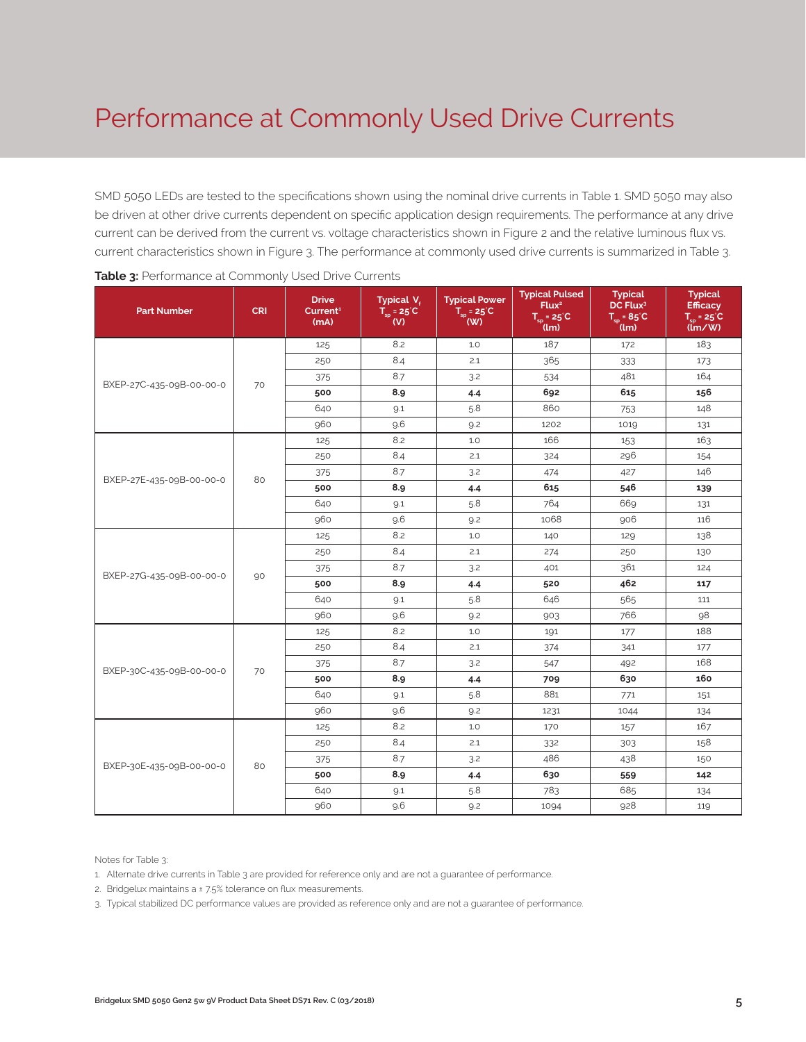# Performance at Commonly Used Drive Currents

SMD 5050 LEDs are tested to the specifications shown using the nominal drive currents in Table 1. SMD 5050 may also be driven at other drive currents dependent on specific application design requirements. The performance at any drive current can be derived from the current vs. voltage characteristics shown in Figure 2 and the relative luminous flux vs. current characteristics shown in Figure 3. The performance at commonly used drive currents is summarized in Table 3.

**Table 3:** Performance at Commonly Used Drive Currents

| Part Number | CRI | Drive Current[1] (mA) | Typical $V_f$ $T_{sp}$ = 25°C (V) | Typical Power $T_{sp}$ = 25°C (W) | Typical Pulsed Flux[2] $T_{sp}$ = 25°C (lm) | Typical DC Flux[3] $T_{sp}$ = 85°C (lm) | Typical Efficacy $T_{sp}$ = 25°C (lm/W) |
|---|---|---|---|---|---|---|---|
| BXEP-27C-435-09B-00-00-0 | 70 | 125 | 8.2 | 1.0 | 187 | 172 | 183 |
| | | 250 | 8.4 | 2.1 | 365 | 333 | 173 |
| | | 375 | 8.7 | 3.2 | 534 | 481 | 164 |
| | | **500** | **8.9** | **4.4** | **692** | **615** | **156** |
| | | 640 | 9.1 | 5.8 | 860 | 753 | 148 |
| | | 960 | 9.6 | 9.2 | 1202 | 1019 | 131 |
| BXEP-27E-435-09B-00-00-0 | 80 | 125 | 8.2 | 1.0 | 166 | 153 | 163 |
| | | 250 | 8.4 | 2.1 | 324 | 296 | 154 |
| | | 375 | 8.7 | 3.2 | 474 | 427 | 146 |
| | | **500** | **8.9** | **4.4** | **615** | **546** | **139** |
| | | 640 | 9.1 | 5.8 | 764 | 669 | 131 |
| | | 960 | 9.6 | 9.2 | 1068 | 906 | 116 |
| BXEP-27G-435-09B-00-00-0 | 90 | 125 | 8.2 | 1.0 | 140 | 129 | 138 |
| | | 250 | 8.4 | 2.1 | 274 | 250 | 130 |
| | | 375 | 8.7 | 3.2 | 401 | 361 | 124 |
| | | **500** | **8.9** | **4.4** | **520** | **462** | **117** |
| | | 640 | 9.1 | 5.8 | 646 | 565 | 111 |
| | | 960 | 9.6 | 9.2 | 903 | 766 | 98 |
| BXEP-30C-435-09B-00-00-0 | 70 | 125 | 8.2 | 1.0 | 191 | 177 | 188 |
| | | 250 | 8.4 | 2.1 | 374 | 341 | 177 |
| | | 375 | 8.7 | 3.2 | 547 | 492 | 168 |
| | | **500** | **8.9** | **4.4** | **709** | **630** | **160** |
| | | 640 | 9.1 | 5.8 | 881 | 771 | 151 |
| | | 960 | 9.6 | 9.2 | 1231 | 1044 | 134 |
| BXEP-30E-435-09B-00-00-0 | 80 | 125 | 8.2 | 1.0 | 170 | 157 | 167 |
| | | 250 | 8.4 | 2.1 | 332 | 303 | 158 |
| | | 375 | 8.7 | 3.2 | 486 | 438 | 150 |
| | | **500** | **8.9** | **4.4** | **630** | **559** | **142** |
| | | 640 | 9.1 | 5.8 | 783 | 685 | 134 |
| | | 960 | 9.6 | 9.2 | 1094 | 928 | 119 |

Notes for Table 3:

1. Alternate drive currents in Table 3 are provided for reference only and are not a guarantee of performance.
2. Bridgelux maintains a ± 7.5% tolerance on flux measurements.
3. Typical stabilized DC performance values are provided as reference only and are not a guarantee of performance.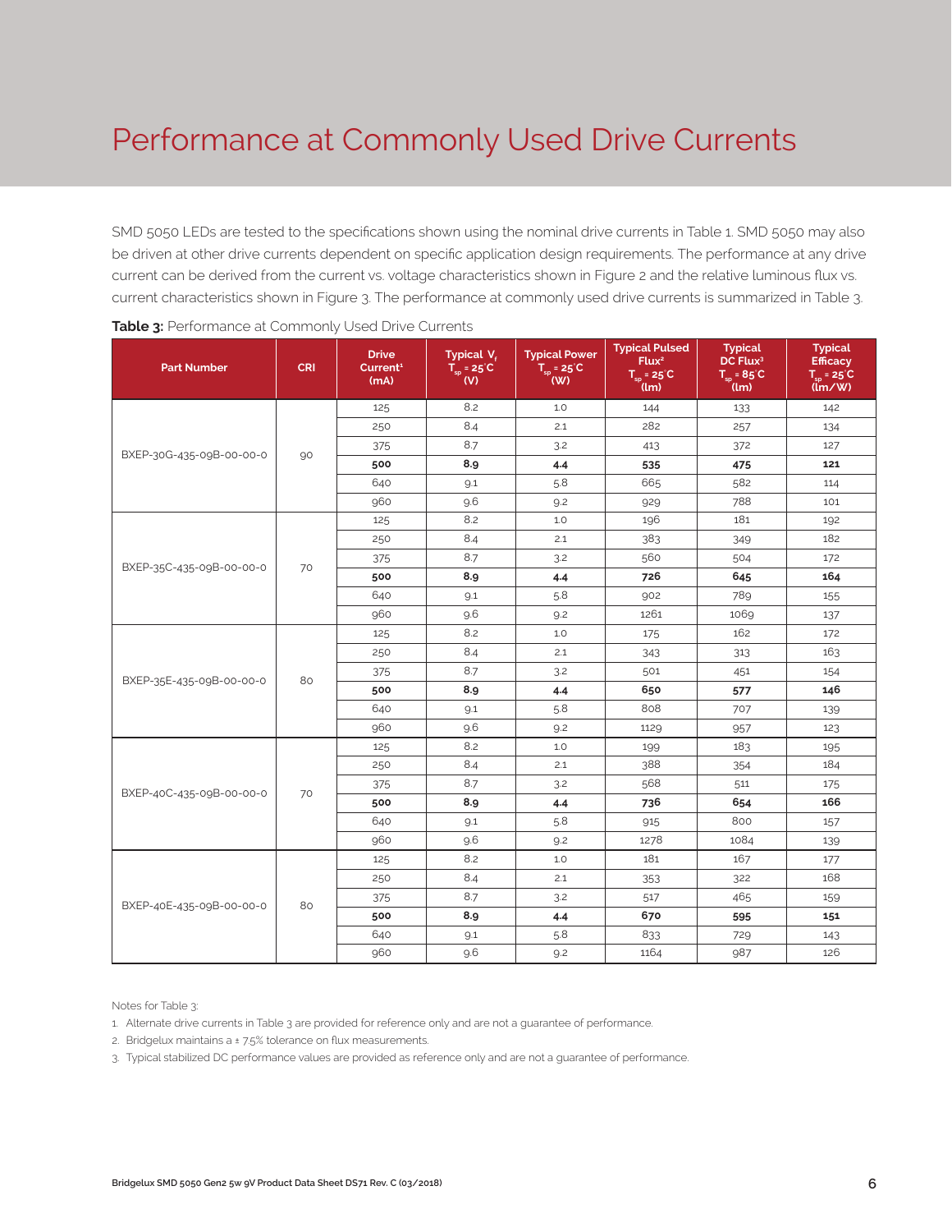# Performance at Commonly Used Drive Currents

SMD 5050 LEDs are tested to the specifications shown using the nominal drive currents in Table 1. SMD 5050 may also be driven at other drive currents dependent on specific application design requirements. The performance at any drive current can be derived from the current vs. voltage characteristics shown in Figure 2 and the relative luminous flux vs. current characteristics shown in Figure 3. The performance at commonly used drive currents is summarized in Table 3.

**Table 3:** Performance at Commonly Used Drive Currents

| Part Number | CRI | Drive Current[1] (mA) | Typical $V_f$ $T_{sp}$ = 25°C (V) | Typical Power $T_{sp}$ = 25°C (W) | Typical Pulsed Flux[2] $T_{sp}$ = 25°C (lm) | Typical DC Flux[3] $T_{sp}$ = 85°C (lm) | Typical Efficacy $T_{sp}$ = 25°C (lm/W) |
|---|---|---|---|---|---|---|---|
| BXEP-30G-435-09B-00-00-0 | 90 | 125 | 8.2 | 1.0 | 144 | 133 | 142 |
| | | 250 | 8.4 | 2.1 | 282 | 257 | 134 |
| | | 375 | 8.7 | 3.2 | 413 | 372 | 127 |
| | | **500** | **8.9** | **4.4** | **535** | **475** | **121** |
| | | 640 | 9.1 | 5.8 | 665 | 582 | 114 |
| | | 960 | 9.6 | 9.2 | 929 | 788 | 101 |
| BXEP-35C-435-09B-00-00-0 | 70 | 125 | 8.2 | 1.0 | 196 | 181 | 192 |
| | | 250 | 8.4 | 2.1 | 383 | 349 | 182 |
| | | 375 | 8.7 | 3.2 | 560 | 504 | 172 |
| | | **500** | **8.9** | **4.4** | **726** | **645** | **164** |
| | | 640 | 9.1 | 5.8 | 902 | 789 | 155 |
| | | 960 | 9.6 | 9.2 | 1261 | 1069 | 137 |
| BXEP-35E-435-09B-00-00-0 | 80 | 125 | 8.2 | 1.0 | 175 | 162 | 172 |
| | | 250 | 8.4 | 2.1 | 343 | 313 | 163 |
| | | 375 | 8.7 | 3.2 | 501 | 451 | 154 |
| | | **500** | **8.9** | **4.4** | **650** | **577** | **146** |
| | | 640 | 9.1 | 5.8 | 808 | 707 | 139 |
| | | 960 | 9.6 | 9.2 | 1129 | 957 | 123 |
| BXEP-40C-435-09B-00-00-0 | 70 | 125 | 8.2 | 1.0 | 199 | 183 | 195 |
| | | 250 | 8.4 | 2.1 | 388 | 354 | 184 |
| | | 375 | 8.7 | 3.2 | 568 | 511 | 175 |
| | | **500** | **8.9** | **4.4** | **736** | **654** | **166** |
| | | 640 | 9.1 | 5.8 | 915 | 800 | 157 |
| | | 960 | 9.6 | 9.2 | 1278 | 1084 | 139 |
| BXEP-40E-435-09B-00-00-0 | 80 | 125 | 8.2 | 1.0 | 181 | 167 | 177 |
| | | 250 | 8.4 | 2.1 | 353 | 322 | 168 |
| | | 375 | 8.7 | 3.2 | 517 | 465 | 159 |
| | | **500** | **8.9** | **4.4** | **670** | **595** | **151** |
| | | 640 | 9.1 | 5.8 | 833 | 729 | 143 |
| | | 960 | 9.6 | 9.2 | 1164 | 987 | 126 |

Notes for Table 3:

1. Alternate drive currents in Table 3 are provided for reference only and are not a guarantee of performance.
2. Bridgelux maintains a ± 7.5% tolerance on flux measurements.
3. Typical stabilized DC performance values are provided as reference only and are not a guarantee of performance.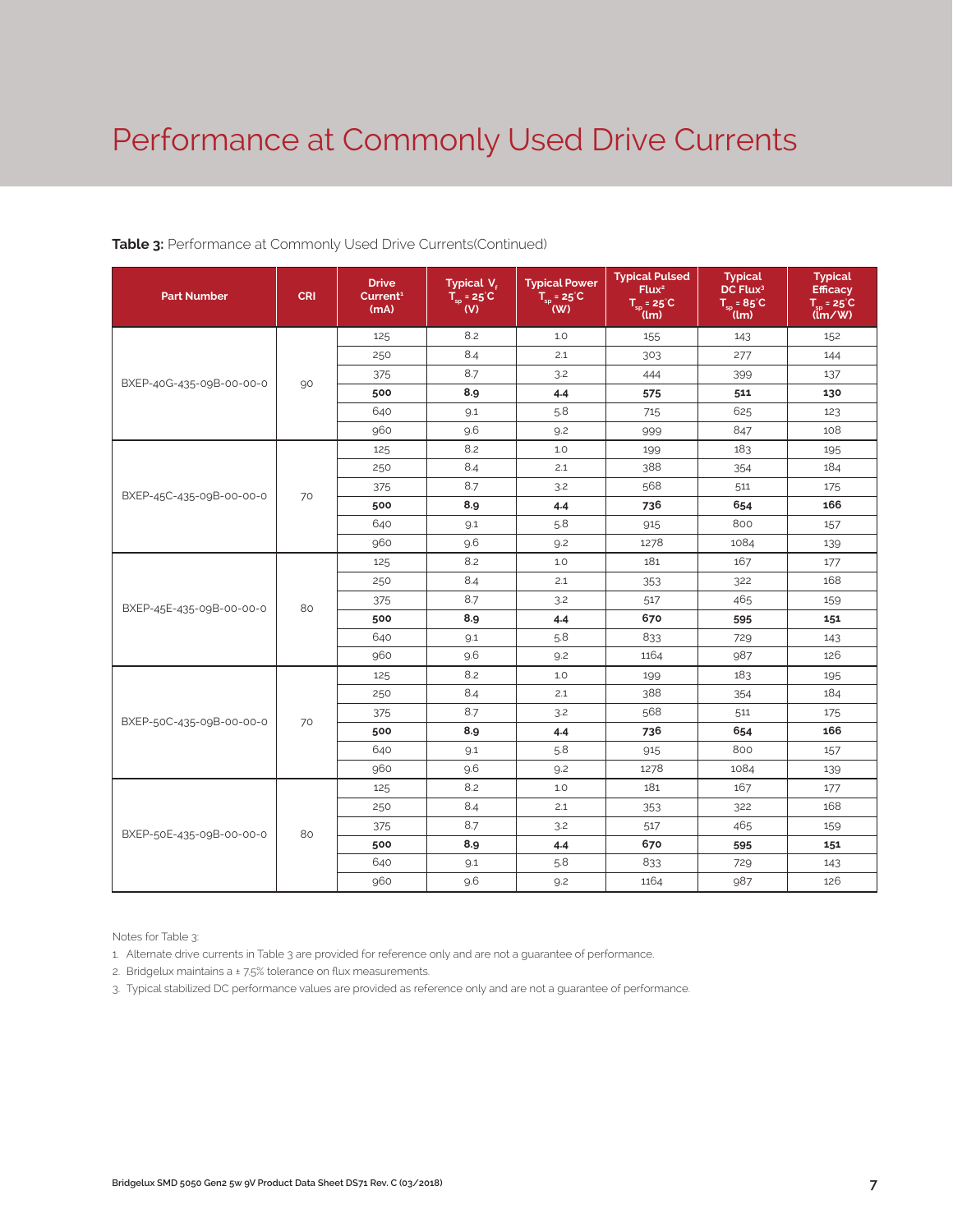# Performance at Commonly Used Drive Currents

**Table 3:** Performance at Commonly Used Drive Currents(Continued)

| Part Number | CRI | Drive Current[1] (mA) | Typical $V_f$ $T_{sp}$ = 25°C (V) | Typical Power $T_{sp}$ = 25°C (W) | Typical Pulsed Flux[2] $T_{sp}$ = 25°C (lm) | Typical DC Flux[3] $T_{sp}$ = 85°C (lm) | Typical Efficacy $T_{sp}$ = 25°C (lm/W) |
|---|---|---|---|---|---|---|---|
| BXEP-40G-435-09B-00-00-0 | 90 | 125 | 8.2 | 1.0 | 155 | 143 | 152 |
| | | 250 | 8.4 | 2.1 | 303 | 277 | 144 |
| | | 375 | 8.7 | 3.2 | 444 | 399 | 137 |
| | | **500** | **8.9** | **4.4** | **575** | **511** | **130** |
| | | 640 | 9.1 | 5.8 | 715 | 625 | 123 |
| | | 960 | 9.6 | 9.2 | 999 | 847 | 108 |
| BXEP-45C-435-09B-00-00-0 | 70 | 125 | 8.2 | 1.0 | 199 | 183 | 195 |
| | | 250 | 8.4 | 2.1 | 388 | 354 | 184 |
| | | 375 | 8.7 | 3.2 | 568 | 511 | 175 |
| | | **500** | **8.9** | **4.4** | **736** | **654** | **166** |
| | | 640 | 9.1 | 5.8 | 915 | 800 | 157 |
| | | 960 | 9.6 | 9.2 | 1278 | 1084 | 139 |
| BXEP-45E-435-09B-00-00-0 | 80 | 125 | 8.2 | 1.0 | 181 | 167 | 177 |
| | | 250 | 8.4 | 2.1 | 353 | 322 | 168 |
| | | 375 | 8.7 | 3.2 | 517 | 465 | 159 |
| | | **500** | **8.9** | **4.4** | **670** | **595** | **151** |
| | | 640 | 9.1 | 5.8 | 833 | 729 | 143 |
| | | 960 | 9.6 | 9.2 | 1164 | 987 | 126 |
| BXEP-50C-435-09B-00-00-0 | 70 | 125 | 8.2 | 1.0 | 199 | 183 | 195 |
| | | 250 | 8.4 | 2.1 | 388 | 354 | 184 |
| | | 375 | 8.7 | 3.2 | 568 | 511 | 175 |
| | | **500** | **8.9** | **4.4** | **736** | **654** | **166** |
| | | 640 | 9.1 | 5.8 | 915 | 800 | 157 |
| | | 960 | 9.6 | 9.2 | 1278 | 1084 | 139 |
| BXEP-50E-435-09B-00-00-0 | 80 | 125 | 8.2 | 1.0 | 181 | 167 | 177 |
| | | 250 | 8.4 | 2.1 | 353 | 322 | 168 |
| | | 375 | 8.7 | 3.2 | 517 | 465 | 159 |
| | | **500** | **8.9** | **4.4** | **670** | **595** | **151** |
| | | 640 | 9.1 | 5.8 | 833 | 729 | 143 |
| | | 960 | 9.6 | 9.2 | 1164 | 987 | 126 |

Notes for Table 3:

1. Alternate drive currents in Table 3 are provided for reference only and are not a guarantee of performance.
2. Bridgelux maintains a ± 7.5% tolerance on flux measurements.
3. Typical stabilized DC performance values are provided as reference only and are not a guarantee of performance.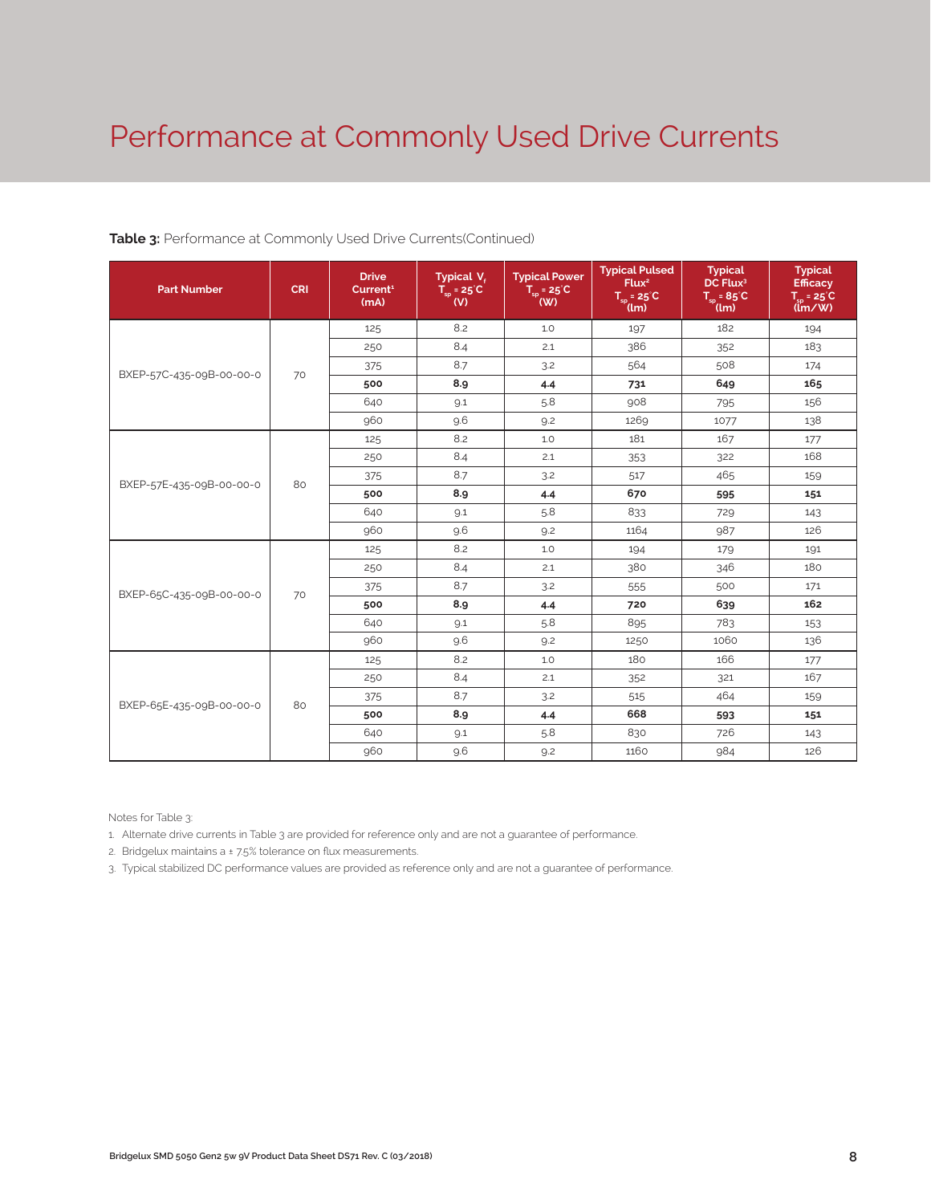# Performance at Commonly Used Drive Currents

**Table 3:** Performance at Commonly Used Drive Currents(Continued)

| Part Number | CRI | Drive Current[1] (mA) | Typical $V_f$ $T_{sp}$ = 25°C (V) | Typical Power $T_{sp}$ = 25°C (W) | Typical Pulsed Flux[2] $T_{sp}$ = 25°C (lm) | Typical DC Flux[3] $T_{sp}$ = 85°C (lm) | Typical Efficacy $T_{sp}$ = 25°C (lm/W) |
|---|---|---|---|---|---|---|---|
| BXEP-57C-435-09B-00-00-0 | 70 | 125 | 8.2 | 1.0 | 197 | 182 | 194 |
| | | 250 | 8.4 | 2.1 | 386 | 352 | 183 |
| | | 375 | 8.7 | 3.2 | 564 | 508 | 174 |
| | | **500** | **8.9** | **4.4** | **731** | **649** | **165** |
| | | 640 | 9.1 | 5.8 | 908 | 795 | 156 |
| | | 960 | 9.6 | 9.2 | 1269 | 1077 | 138 |
| BXEP-57E-435-09B-00-00-0 | 80 | 125 | 8.2 | 1.0 | 181 | 167 | 177 |
| | | 250 | 8.4 | 2.1 | 353 | 322 | 168 |
| | | 375 | 8.7 | 3.2 | 517 | 465 | 159 |
| | | **500** | **8.9** | **4.4** | **670** | **595** | **151** |
| | | 640 | 9.1 | 5.8 | 833 | 729 | 143 |
| | | 960 | 9.6 | 9.2 | 1164 | 987 | 126 |
| BXEP-65C-435-09B-00-00-0 | 70 | 125 | 8.2 | 1.0 | 194 | 179 | 191 |
| | | 250 | 8.4 | 2.1 | 380 | 346 | 180 |
| | | 375 | 8.7 | 3.2 | 555 | 500 | 171 |
| | | **500** | **8.9** | **4.4** | **720** | **639** | **162** |
| | | 640 | 9.1 | 5.8 | 895 | 783 | 153 |
| | | 960 | 9.6 | 9.2 | 1250 | 1060 | 136 |
| BXEP-65E-435-09B-00-00-0 | 80 | 125 | 8.2 | 1.0 | 180 | 166 | 177 |
| | | 250 | 8.4 | 2.1 | 352 | 321 | 167 |
| | | 375 | 8.7 | 3.2 | 515 | 464 | 159 |
| | | **500** | **8.9** | **4.4** | **668** | **593** | **151** |
| | | 640 | 9.1 | 5.8 | 830 | 726 | 143 |
| | | 960 | 9.6 | 9.2 | 1160 | 984 | 126 |

Notes for Table 3:

1. Alternate drive currents in Table 3 are provided for reference only and are not a guarantee of performance.
2. Bridgelux maintains a ± 7.5% tolerance on flux measurements.
3. Typical stabilized DC performance values are provided as reference only and are not a guarantee of performance.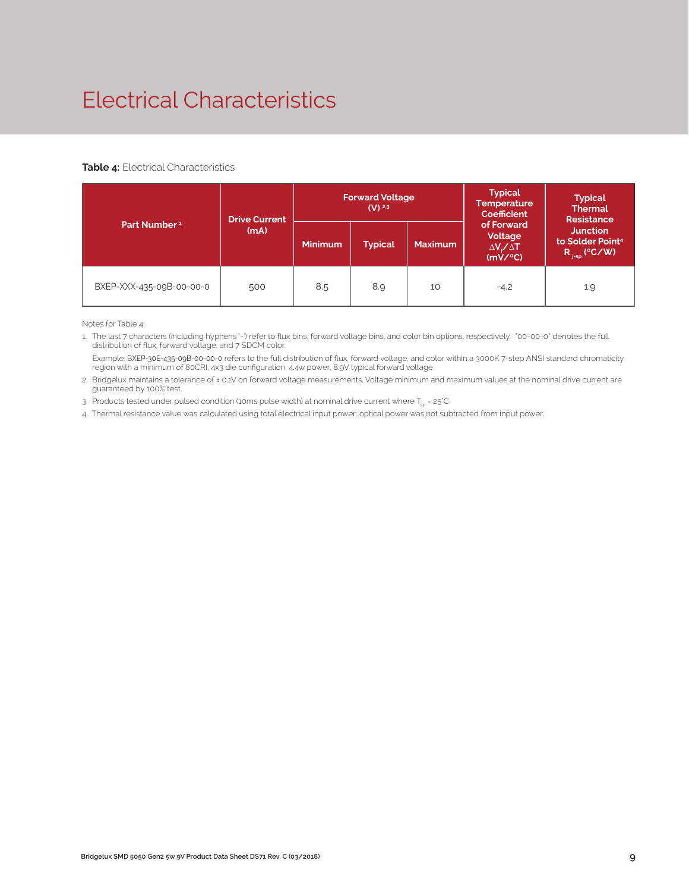# Electrical Characteristics

**Table 4:** Electrical Characteristics

| Part Number [1] | Drive Current (mA) | Forward Voltage (V) [2,3] | | | Typical Temperature Coefficient of Forward Voltage $\Delta V_f / \Delta T$ (mV/°C) | Typical Thermal Resistance Junction to Solder Point[4] $R_{j\text{-}sp}$ (°C/W) |
|---|---|---|---|---|---|---|
| | | Minimum | Typical | Maximum | | |
| BXEP-XXX-435-09B-00-00-0 | 500 | 8.5 | 8.9 | 10 | -4.2 | 1.9 |

Notes for Table 4:

1. The last 7 characters (including hyphens '-') refer to flux bins, forward voltage bins, and color bin options, respectively. "00-00-0" denotes the full distribution of flux, forward voltage, and 7 SDCM color.

   Example: BXEP-30E-435-09B-00-00-0 refers to the full distribution of flux, forward voltage, and color within a 3000K 7-step ANSI standard chromaticity region with a minimum of 80CRI, 4x3 die configuration, 4.4w power, 8.9V typical forward voltage.
2. Bridgelux maintains a tolerance of ± 0.1V on forward voltage measurements. Voltage minimum and maximum values at the nominal drive current are guaranteed by 100% test.
3. Products tested under pulsed condition (10ms pulse width) at nominal drive current where $T_{sp}$ = 25°C.
4. Thermal resistance value was calculated using total electrical input power; optical power was not subtracted from input power.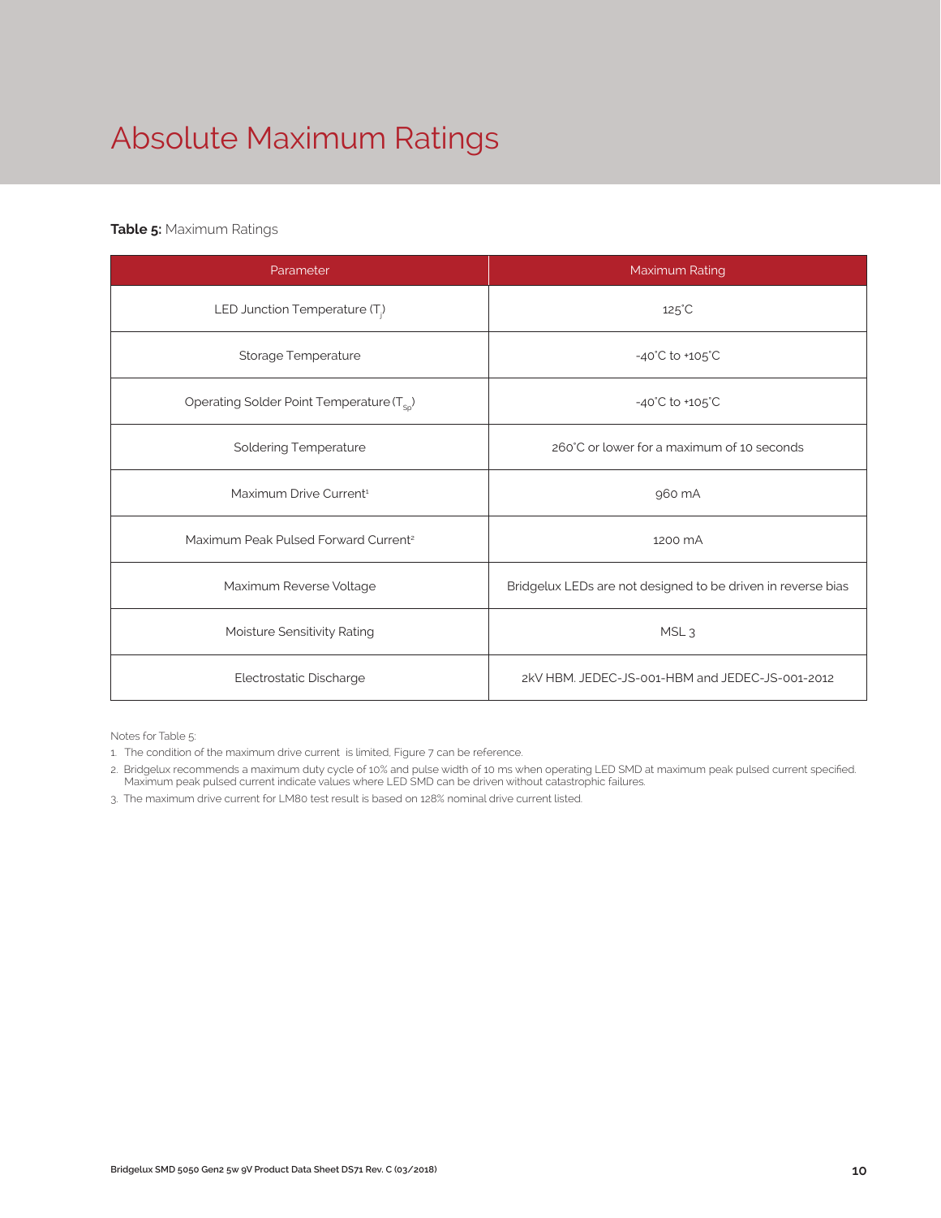# Absolute Maximum Ratings

**Table 5:** Maximum Ratings

| Parameter | Maximum Rating |
|---|---|
| LED Junction Temperature ($T_j$) | 125°C |
| Storage Temperature | -40°C to +105°C |
| Operating Solder Point Temperature ($T_{Sp}$) | -40°C to +105°C |
| Soldering Temperature | 260°C or lower for a maximum of 10 seconds |
| Maximum Drive Current[1] | 960 mA |
| Maximum Peak Pulsed Forward Current[2] | 1200 mA |
| Maximum Reverse Voltage | Bridgelux LEDs are not designed to be driven in reverse bias |
| Moisture Sensitivity Rating | MSL 3 |
| Electrostatic Discharge | 2kV HBM. JEDEC-JS-001-HBM and JEDEC-JS-001-2012 |

Notes for Table 5:

1. The condition of the maximum drive current is limited, Figure 7 can be reference.
2. Bridgelux recommends a maximum duty cycle of 10% and pulse width of 10 ms when operating LED SMD at maximum peak pulsed current specified. Maximum peak pulsed current indicate values where LED SMD can be driven without catastrophic failures.
3. The maximum drive current for LM80 test result is based on 128% nominal drive current listed.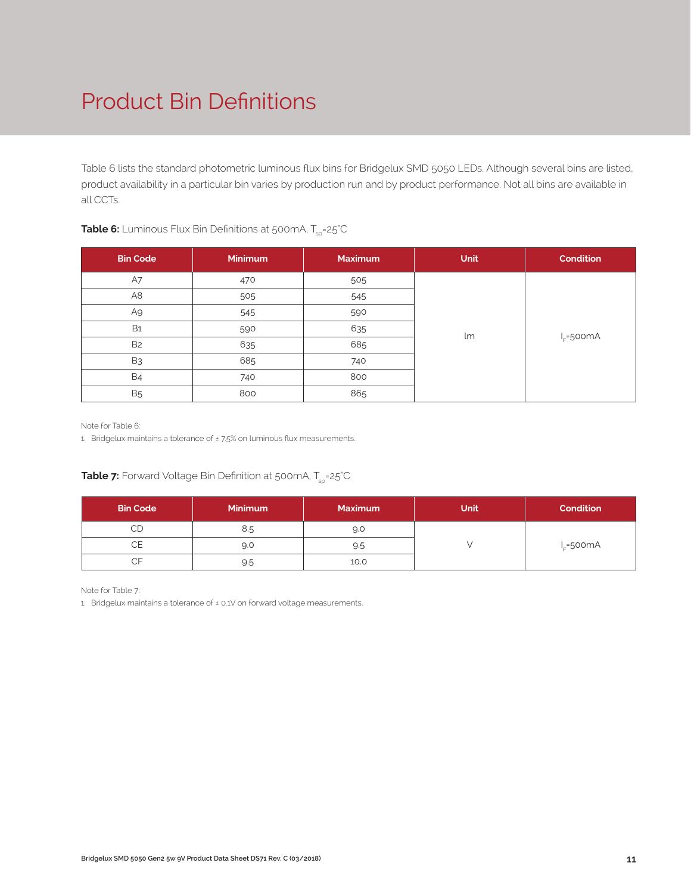# Product Bin Definitions

Table 6 lists the standard photometric luminous flux bins for Bridgelux SMD 5050 LEDs. Although several bins are listed, product availability in a particular bin varies by production run and by product performance. Not all bins are available in all CCTs.

**Table 6:** Luminous Flux Bin Definitions at 500mA, $T_{sp}$=25°C

| Bin Code | Minimum | Maximum | Unit | Condition |
|---|---|---|---|---|
| A7 | 470 | 505 | lm | $I_F$=500mA |
| A8 | 505 | 545 | | |
| A9 | 545 | 590 | | |
| B1 | 590 | 635 | | |
| B2 | 635 | 685 | | |
| B3 | 685 | 740 | | |
| B4 | 740 | 800 | | |
| B5 | 800 | 865 | | |

Note for Table 6:

1. Bridgelux maintains a tolerance of ± 7.5% on luminous flux measurements.

**Table 7:** Forward Voltage Bin Definition at 500mA, $T_{sp}$=25°C

| Bin Code | Minimum | Maximum | Unit | Condition |
|---|---|---|---|---|
| CD | 8.5 | 9.0 | V | $I_F$=500mA |
| CE | 9.0 | 9.5 | | |
| CF | 9.5 | 10.0 | | |

Note for Table 7:

1. Bridgelux maintains a tolerance of ± 0.1V on forward voltage measurements.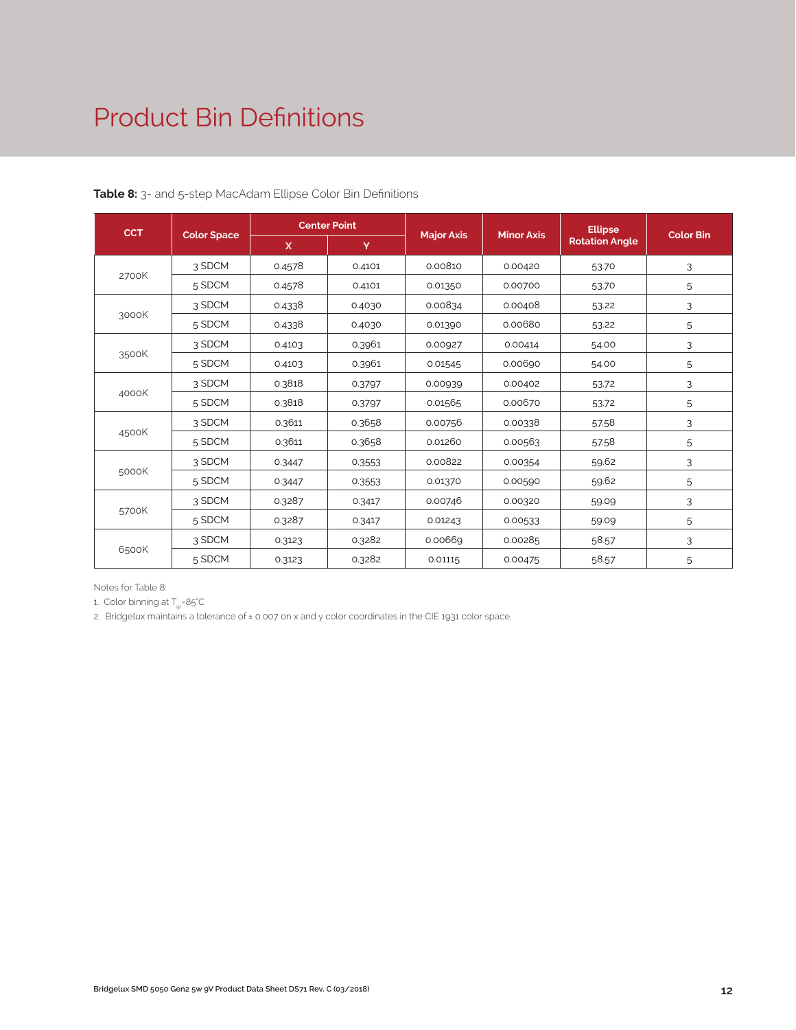# Product Bin Definitions

**Table 8:** 3- and 5-step MacAdam Ellipse Color Bin Definitions

| CCT | Color Space | Center Point | | Major Axis | Minor Axis | Ellipse Rotation Angle | Color Bin |
|---|---|---|---|---|---|---|---|
| | | X | Y | | | | |
| 2700K | 3 SDCM | 0.4578 | 0.4101 | 0.00810 | 0.00420 | 53.70 | 3 |
| | 5 SDCM | 0.4578 | 0.4101 | 0.01350 | 0.00700 | 53.70 | 5 |
| 3000K | 3 SDCM | 0.4338 | 0.4030 | 0.00834 | 0.00408 | 53.22 | 3 |
| | 5 SDCM | 0.4338 | 0.4030 | 0.01390 | 0.00680 | 53.22 | 5 |
| 3500K | 3 SDCM | 0.4103 | 0.3961 | 0.00927 | 0.00414 | 54.00 | 3 |
| | 5 SDCM | 0.4103 | 0.3961 | 0.01545 | 0.00690 | 54.00 | 5 |
| 4000K | 3 SDCM | 0.3818 | 0.3797 | 0.00939 | 0.00402 | 53.72 | 3 |
| | 5 SDCM | 0.3818 | 0.3797 | 0.01565 | 0.00670 | 53.72 | 5 |
| 4500K | 3 SDCM | 0.3611 | 0.3658 | 0.00756 | 0.00338 | 57.58 | 3 |
| | 5 SDCM | 0.3611 | 0.3658 | 0.01260 | 0.00563 | 57.58 | 5 |
| 5000K | 3 SDCM | 0.3447 | 0.3553 | 0.00822 | 0.00354 | 59.62 | 3 |
| | 5 SDCM | 0.3447 | 0.3553 | 0.01370 | 0.00590 | 59.62 | 5 |
| 5700K | 3 SDCM | 0.3287 | 0.3417 | 0.00746 | 0.00320 | 59.09 | 3 |
| | 5 SDCM | 0.3287 | 0.3417 | 0.01243 | 0.00533 | 59.09 | 5 |
| 6500K | 3 SDCM | 0.3123 | 0.3282 | 0.00669 | 0.00285 | 58.57 | 3 |
| | 5 SDCM | 0.3123 | 0.3282 | 0.01115 | 0.00475 | 58.57 | 5 |

Notes for Table 8:

1. Color binning at $T_{sp}$=85°C
2. Bridgelux maintains a tolerance of ± 0.007 on x and y color coordinates in the CIE 1931 color space.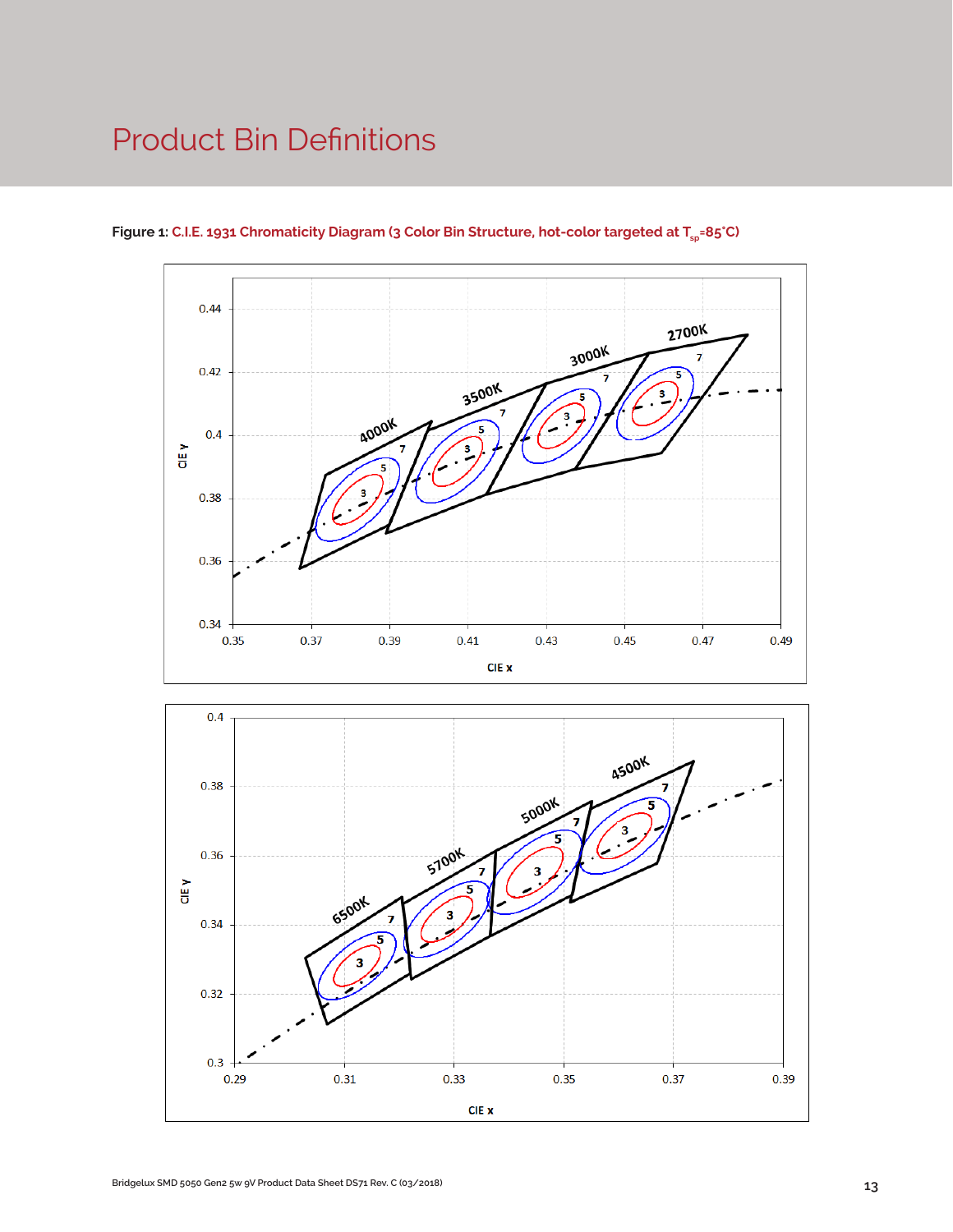# Product Bin Definitions

**Figure 1:** C.I.E. 1931 Chromaticity Diagram (3 Color Bin Structure, hot-color targeted at $T_{sp}$=85°C)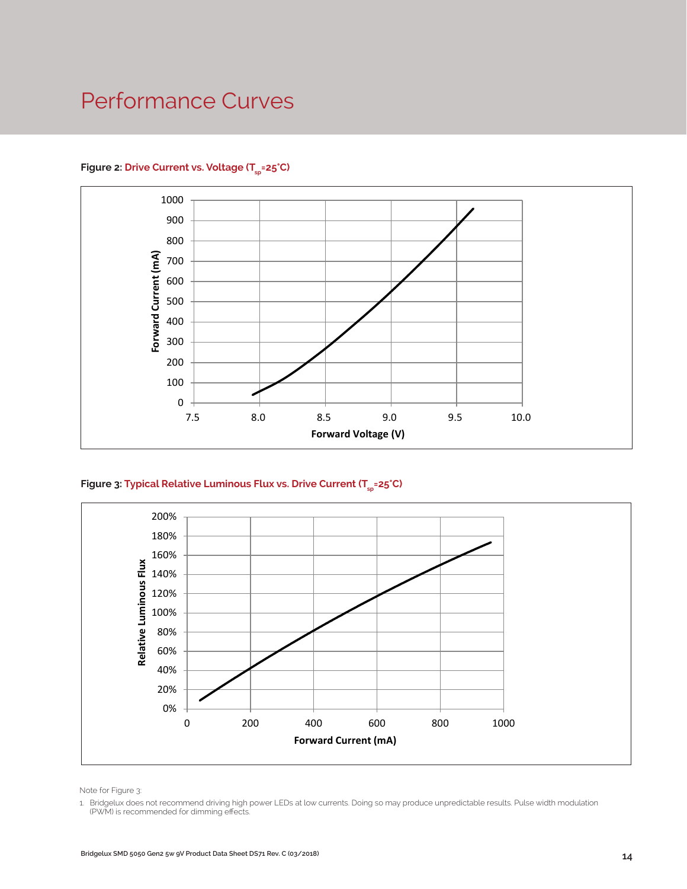# Performance Curves

**Figure 2: Drive Current vs. Voltage ($T_{sp}$=25°C)**

**Figure 3: Typical Relative Luminous Flux vs. Drive Current ($T_{sp}$=25°C)**

Note for Figure 3:

1. Bridgelux does not recommend driving high power LEDs at low currents. Doing so may produce unpredictable results. Pulse width modulation (PWM) is recommended for dimming effects.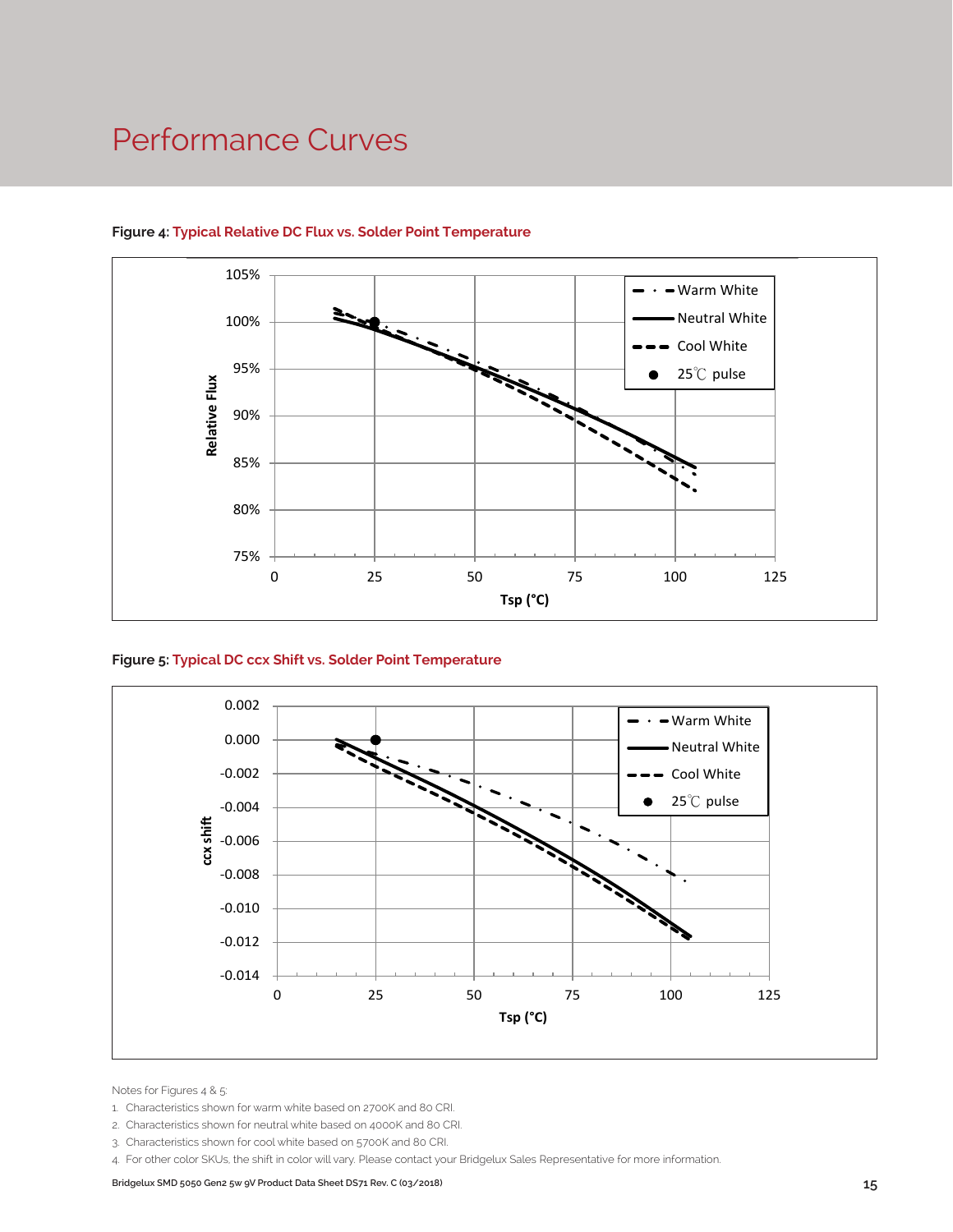# Performance Curves

**Figure 4: Typical Relative DC Flux vs. Solder Point Temperature**

**Figure 5: Typical DC ccx Shift vs. Solder Point Temperature**

Notes for Figures 4 & 5:

1. Characteristics shown for warm white based on 2700K and 80 CRI.
2. Characteristics shown for neutral white based on 4000K and 80 CRI.
3. Characteristics shown for cool white based on 5700K and 80 CRI.
4. For other color SKUs, the shift in color will vary. Please contact your Bridgelux Sales Representative for more information.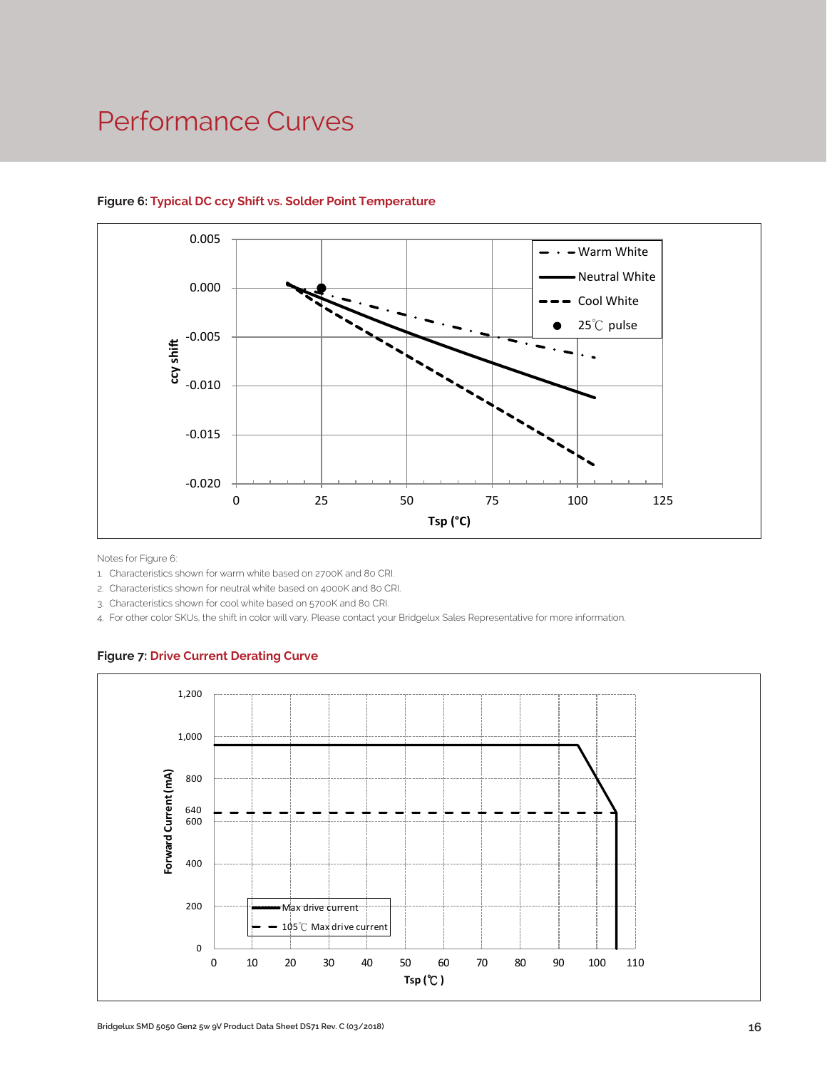# Performance Curves

**Figure 6: Typical DC ccy Shift vs. Solder Point Temperature**

Notes for Figure 6:

1. Characteristics shown for warm white based on 2700K and 80 CRI.
2. Characteristics shown for neutral white based on 4000K and 80 CRI.
3. Characteristics shown for cool white based on 5700K and 80 CRI.
4. For other color SKUs, the shift in color will vary. Please contact your Bridgelux Sales Representative for more information.

**Figure 7: Drive Current Derating Curve**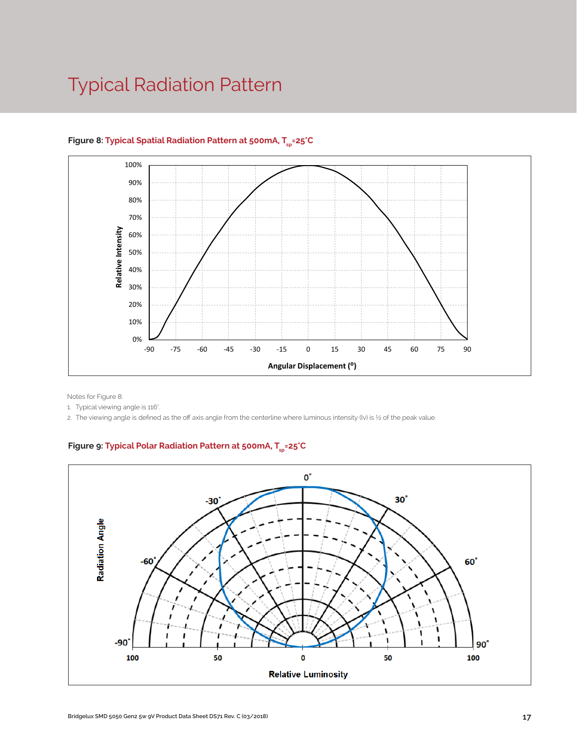# Typical Radiation Pattern

**Figure 8:** **Typical Spatial Radiation Pattern at 500mA, $T_{sp}$=25°C**

Notes for Figure 8:

1. Typical viewing angle is 116°.
2. The viewing angle is defined as the off axis angle from the centerline where luminous intensity (Iv) is ½ of the peak value.

**Figure 9:** **Typical Polar Radiation Pattern at 500mA, $T_{sp}$=25°C**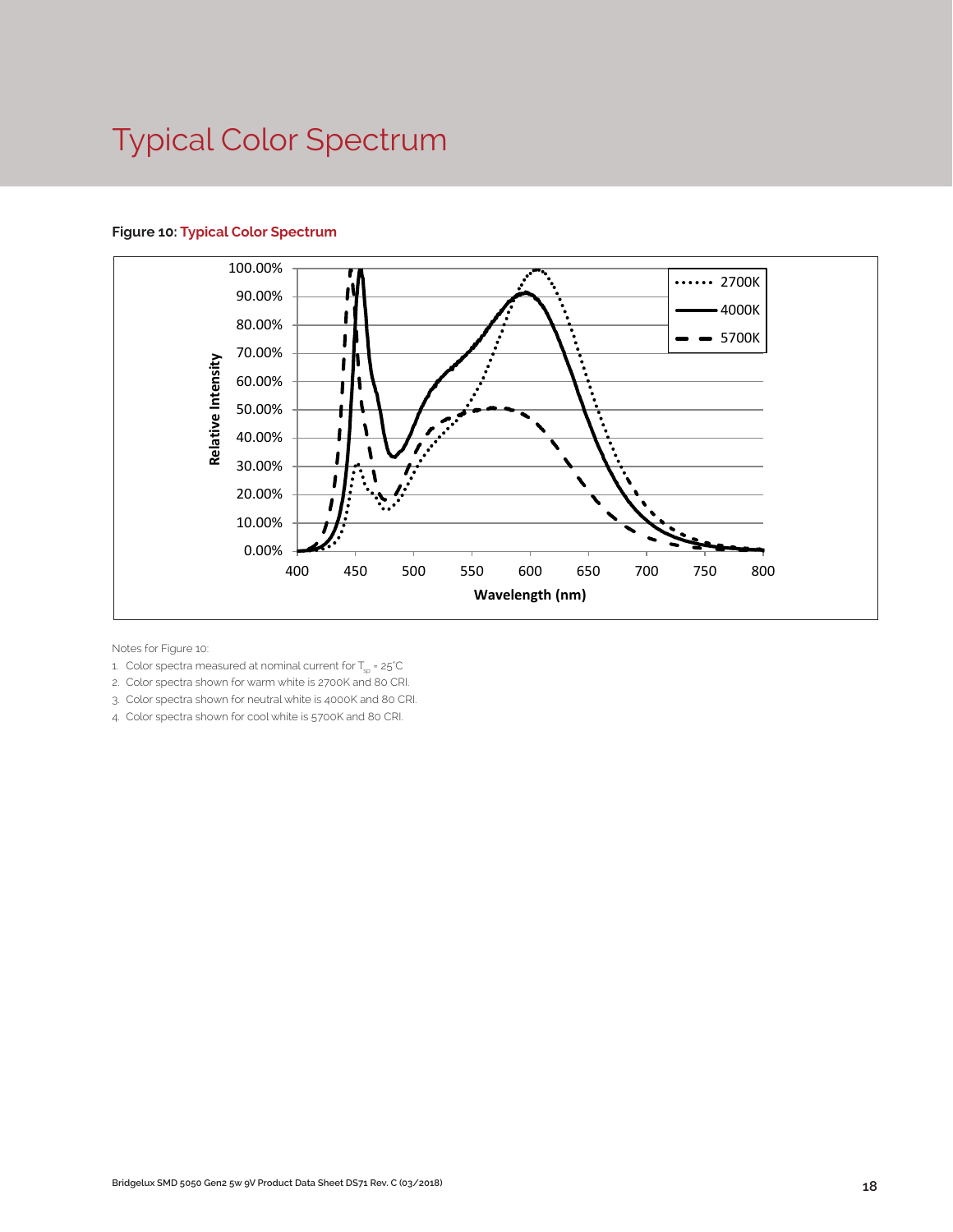# Typical Color Spectrum

**Figure 10: Typical Color Spectrum**

Notes for Figure 10:

1. Color spectra measured at nominal current for $T_{sp}$ = 25°C
2. Color spectra shown for warm white is 2700K and 80 CRI.
3. Color spectra shown for neutral white is 4000K and 80 CRI.
4. Color spectra shown for cool white is 5700K and 80 CRI.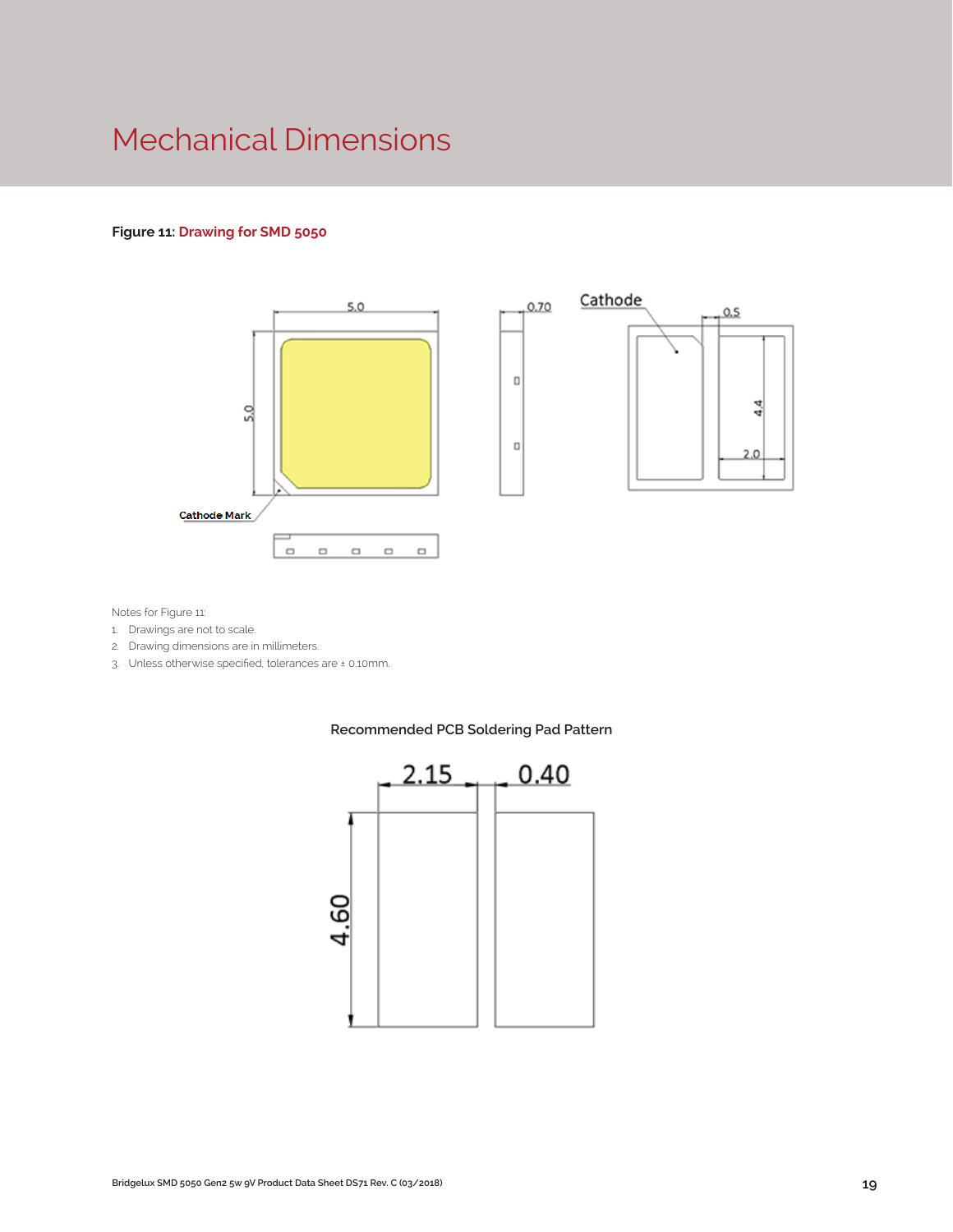# Mechanical Dimensions

**Figure 11:** **Drawing for SMD 5050**

Notes for Figure 11:

1. Drawings are not to scale.
2. Drawing dimensions are in millimeters.
3. Unless otherwise specified, tolerances are ± 0.10mm.

Recommended PCB Soldering Pad Pattern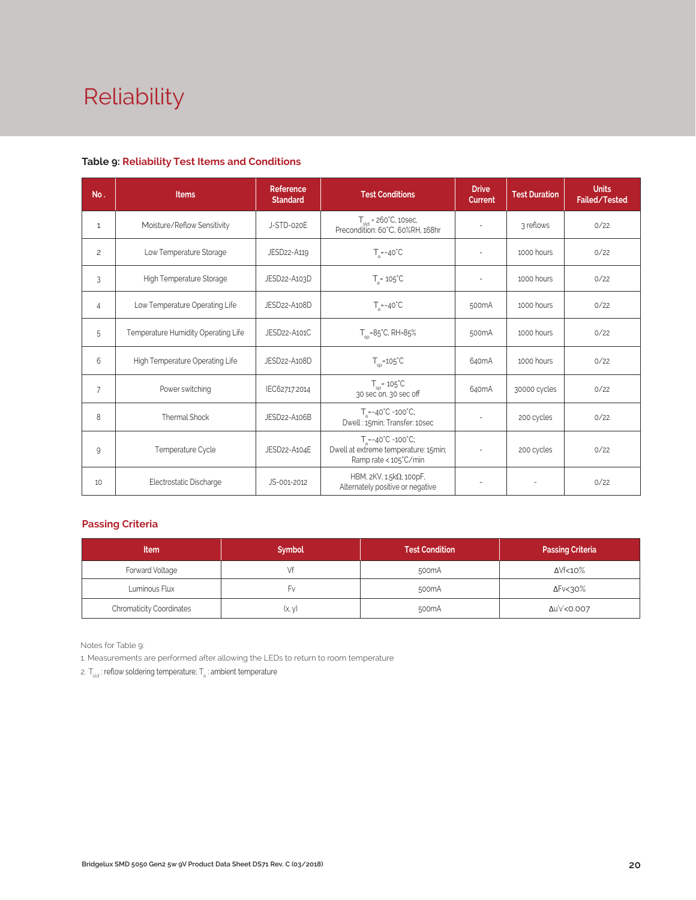# Reliability

**Table 9: Reliability Test Items and Conditions**

| No. | Items | Reference Standard | Test Conditions | Drive Current | Test Duration | Units Failed/Tested |
|---|---|---|---|---|---|---|
| 1 | Moisture/Reflow Sensitivity | J-STD-020E | $T_{sld}$ = 260°C, 10sec, Precondition: 60°C, 60%RH, 168hr | - | 3 reflows | 0/22 |
| 2 | Low Temperature Storage | JESD22-A119 | $T_a$=-40°C | - | 1000 hours | 0/22 |
| 3 | High Temperature Storage | JESD22-A103D | $T_a$= 105°C | - | 1000 hours | 0/22 |
| 4 | Low Temperature Operating Life | JESD22-A108D | $T_a$=-40°C | 500mA | 1000 hours | 0/22 |
| 5 | Temperature Humidity Operating Life | JESD22-A101C | $T_{sp}$=85°C, RH=85% | 500mA | 1000 hours | 0/22 |
| 6 | High Temperature Operating Life | JESD22-A108D | $T_{sp}$=105°C | 640mA | 1000 hours | 0/22 |
| 7 | Power switching | IEC62717:2014 | $T_{sp}$= 105°C 30 sec on, 30 sec off | 640mA | 30000 cycles | 0/22 |
| 8 | Thermal Shock | JESD22-A106B | $T_a$=-40°C ~100°C; Dwell : 15min; Transfer: 10sec | - | 200 cycles | 0/22 |
| 9 | Temperature Cycle | JESD22-A104E | $T_a$=-40°C ~100°C; Dwell at extreme temperature: 15min; Ramp rate < 105°C/min | - | 200 cycles | 0/22 |
| 10 | Electrostatic Discharge | JS-001-2012 | HBM, 2KV, 1.5kΩ, 100pF, Alternately positive or negative | - | - | 0/22 |

## Passing Criteria

| Item | Symbol | Test Condition | Passing Criteria |
|---|---|---|---|
| Forward Voltage | Vf | 500mA | ΔVf<10% |
| Luminous Flux | Fv | 500mA | ΔFv<30% |
| Chromaticity Coordinates | (x, y) | 500mA | Δu'v'<0.007 |

Notes for Table 9:

1. Measurements are performed after allowing the LEDs to return to room temperature
2. $T_{sld}$ : reflow soldering temperature; $T_a$ : ambient temperature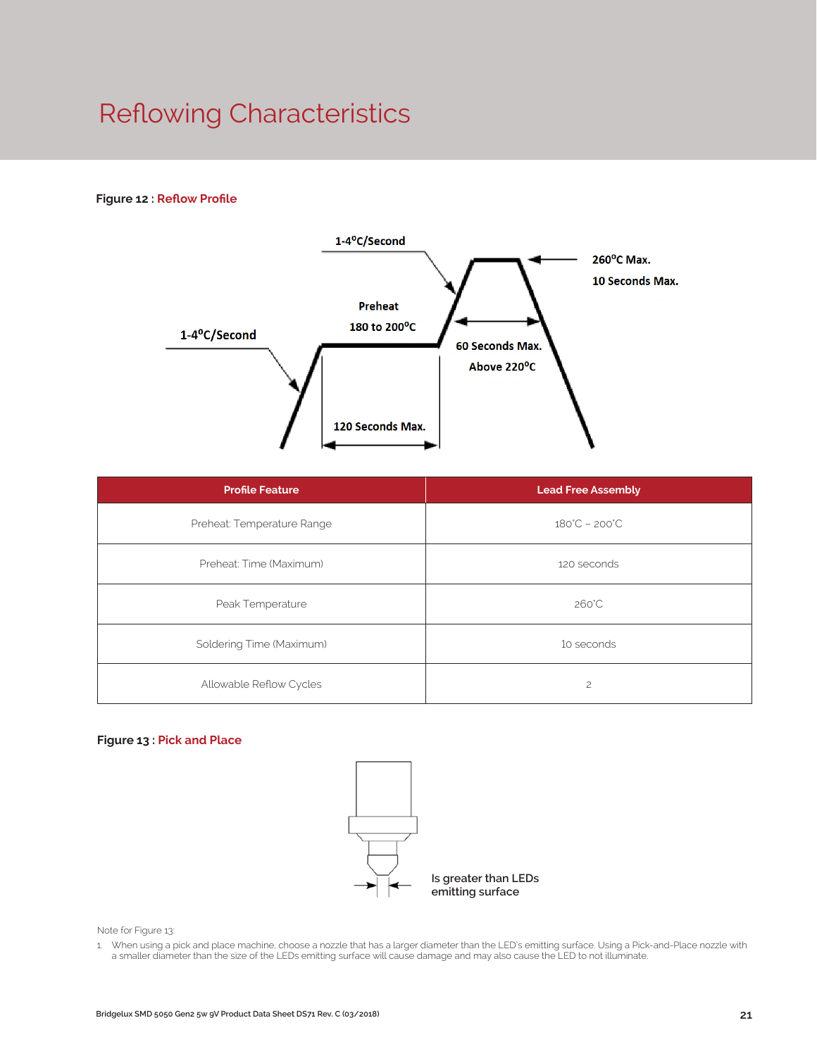# Reflowing Characteristics

**Figure 12 : Reflow Profile**

1-4°C/Second

Preheat

180 to 200°C

1-4°C/Second

260°C Max.

10 Seconds Max.

60 Seconds Max.

Above 220°C

120 Seconds Max.

| Profile Feature | Lead Free Assembly |
| --- | --- |
| Preheat: Temperature Range | 180°C – 200°C |
| Preheat: Time (Maximum) | 120 seconds |
| Peak Temperature | 260°C |
| Soldering Time (Maximum) | 10 seconds |
| Allowable Reflow Cycles | 2 |

**Figure 13 : Pick and Place**

Is greater than LEDs emitting surface

Note for Figure 13:

1. When using a pick and place machine, choose a nozzle that has a larger diameter than the LED's emitting surface. Using a Pick-and-Place nozzle with a smaller diameter than the size of the LEDs emitting surface will cause damage and may also cause the LED to not illuminate.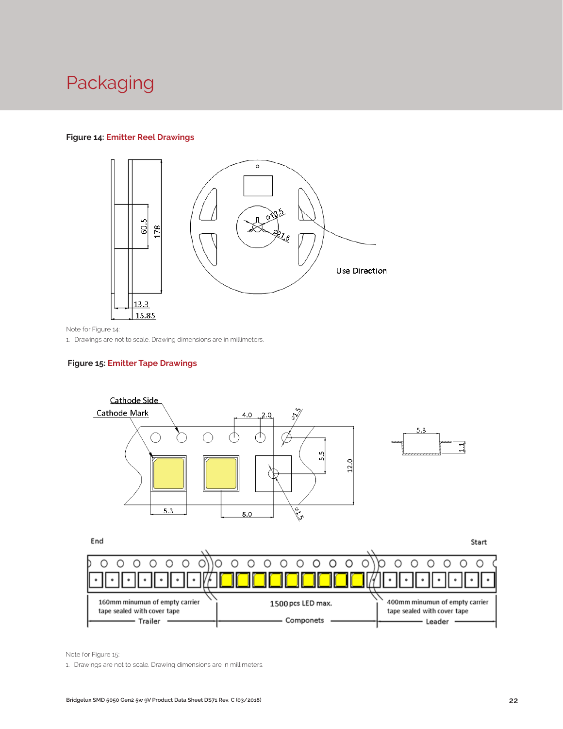# Packaging

**Figure 14:** Emitter Reel Drawings

Note for Figure 14:

1. Drawings are not to scale. Drawing dimensions are in millimeters.

**Figure 15:** Emitter Tape Drawings

Note for Figure 15:

1. Drawings are not to scale. Drawing dimensions are in millimeters.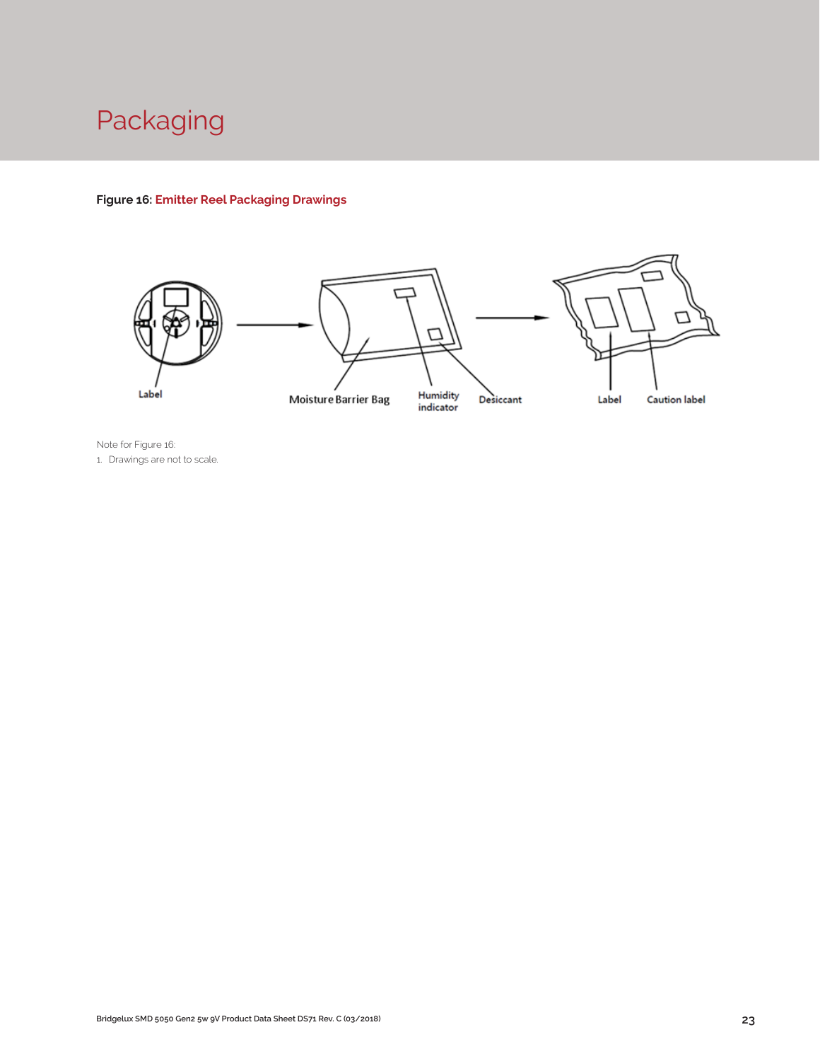# Packaging

**Figure 16: Emitter Reel Packaging Drawings**

Label

Moisture Barrier Bag

Humidity indicator

Desiccant

Label

Caution label

Note for Figure 16:

1. Drawings are not to scale.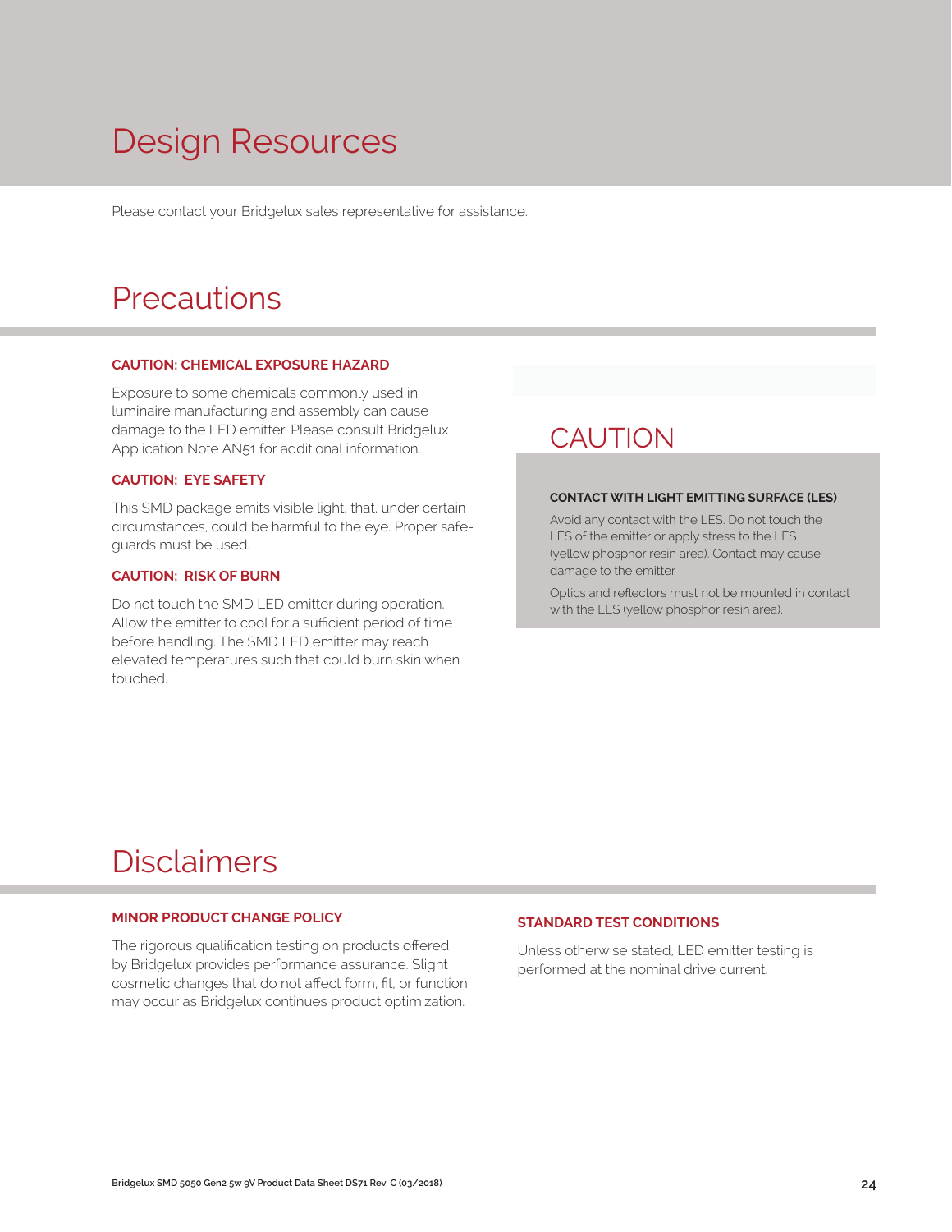# Design Resources

Please contact your Bridgelux sales representative for assistance.

# Precautions

**CAUTION: CHEMICAL EXPOSURE HAZARD**

Exposure to some chemicals commonly used in luminaire manufacturing and assembly can cause damage to the LED emitter. Please consult Bridgelux Application Note AN51 for additional information.

**CAUTION: EYE SAFETY**

This SMD package emits visible light, that, under certain circumstances, could be harmful to the eye. Proper safeguards must be used.

**CAUTION: RISK OF BURN**

Do not touch the SMD LED emitter during operation. Allow the emitter to cool for a sufficient period of time before handling. The SMD LED emitter may reach elevated temperatures such that could burn skin when touched.

## CAUTION

**CONTACT WITH LIGHT EMITTING SURFACE (LES)**

Avoid any contact with the LES. Do not touch the LES of the emitter or apply stress to the LES (yellow phosphor resin area). Contact may cause damage to the emitter

Optics and reflectors must not be mounted in contact with the LES (yellow phosphor resin area).

# Disclaimers

**MINOR PRODUCT CHANGE POLICY**

The rigorous qualification testing on products offered by Bridgelux provides performance assurance. Slight cosmetic changes that do not affect form, fit, or function may occur as Bridgelux continues product optimization.

**STANDARD TEST CONDITIONS**

Unless otherwise stated, LED emitter testing is performed at the nominal drive current.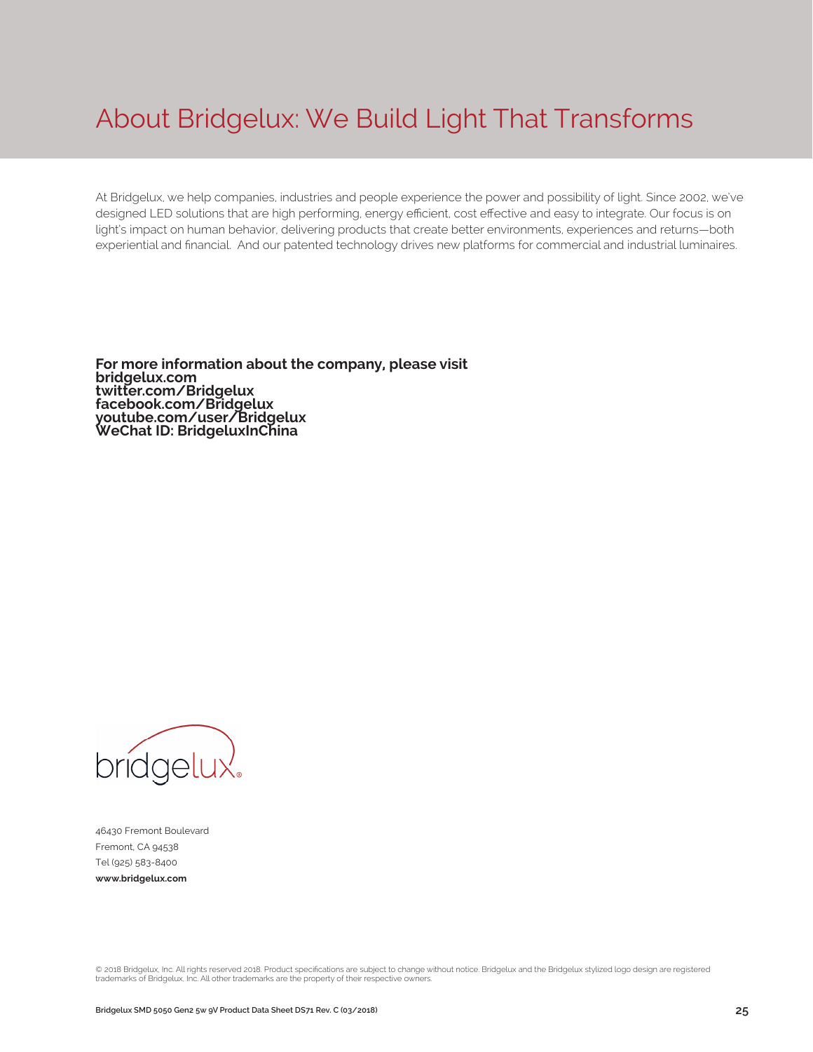# About Bridgelux: We Build Light That Transforms

At Bridgelux, we help companies, industries and people experience the power and possibility of light. Since 2002, we've designed LED solutions that are high performing, energy efficient, cost effective and easy to integrate. Our focus is on light's impact on human behavior, delivering products that create better environments, experiences and returns—both experiential and financial. And our patented technology drives new platforms for commercial and industrial luminaires.

**For more information about the company, please visit**
**bridgelux.com**
**twitter.com/Bridgelux**
**facebook.com/Bridgelux**
**youtube.com/user/Bridgelux**
**WeChat ID: BridgeluxInChina**

bridgelux®

46430 Fremont Boulevard
Fremont, CA 94538
Tel (925) 583-8400
**www.bridgelux.com**

© 2018 Bridgelux, Inc. All rights reserved 2018. Product specifications are subject to change without notice. Bridgelux and the Bridgelux stylized logo design are registered trademarks of Bridgelux, Inc. All other trademarks are the property of their respective owners.